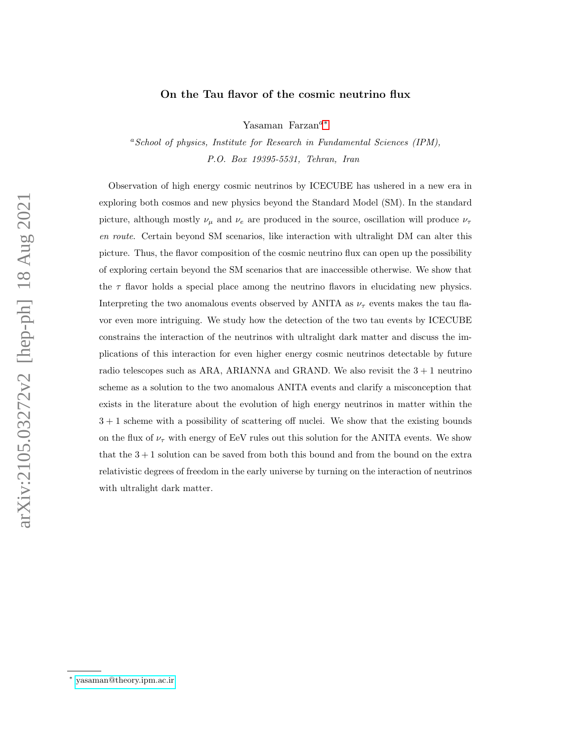# On the Tau flavor of the cosmic neutrino flux

Yasaman Farzan[a*]

[a] *School of physics, Institute for Research in Fundamental Sciences (IPM), P.O. Box 19395-5531, Tehran, Iran*

Observation of high energy cosmic neutrinos by ICECUBE has ushered in a new era in exploring both cosmos and new physics beyond the Standard Model (SM). In the standard picture, although mostly $\nu_\mu$ and $\nu_e$ are produced in the source, oscillation will produce $\nu_\tau$ *en route*. Certain beyond SM scenarios, like interaction with ultralight DM can alter this picture. Thus, the flavor composition of the cosmic neutrino flux can open up the possibility of exploring certain beyond the SM scenarios that are inaccessible otherwise. We show that the $\tau$ flavor holds a special place among the neutrino flavors in elucidating new physics. Interpreting the two anomalous events observed by ANITA as $\nu_\tau$ events makes the tau flavor even more intriguing. We study how the detection of the two tau events by ICECUBE constrains the interaction of the neutrinos with ultralight dark matter and discuss the implications of this interaction for even higher energy cosmic neutrinos detectable by future radio telescopes such as ARA, ARIANNA and GRAND. We also revisit the $3+1$ neutrino scheme as a solution to the two anomalous ANITA events and clarify a misconception that exists in the literature about the evolution of high energy neutrinos in matter within the $3+1$ scheme with a possibility of scattering off nuclei. We show that the existing bounds on the flux of $\nu_\tau$ with energy of EeV rules out this solution for the ANITA events. We show that the $3+1$ solution can be saved from both this bound and from the bound on the extra relativistic degrees of freedom in the early universe by turning on the interaction of neutrinos with ultralight dark matter.

---

[*] yasaman@theory.ipm.ac.ir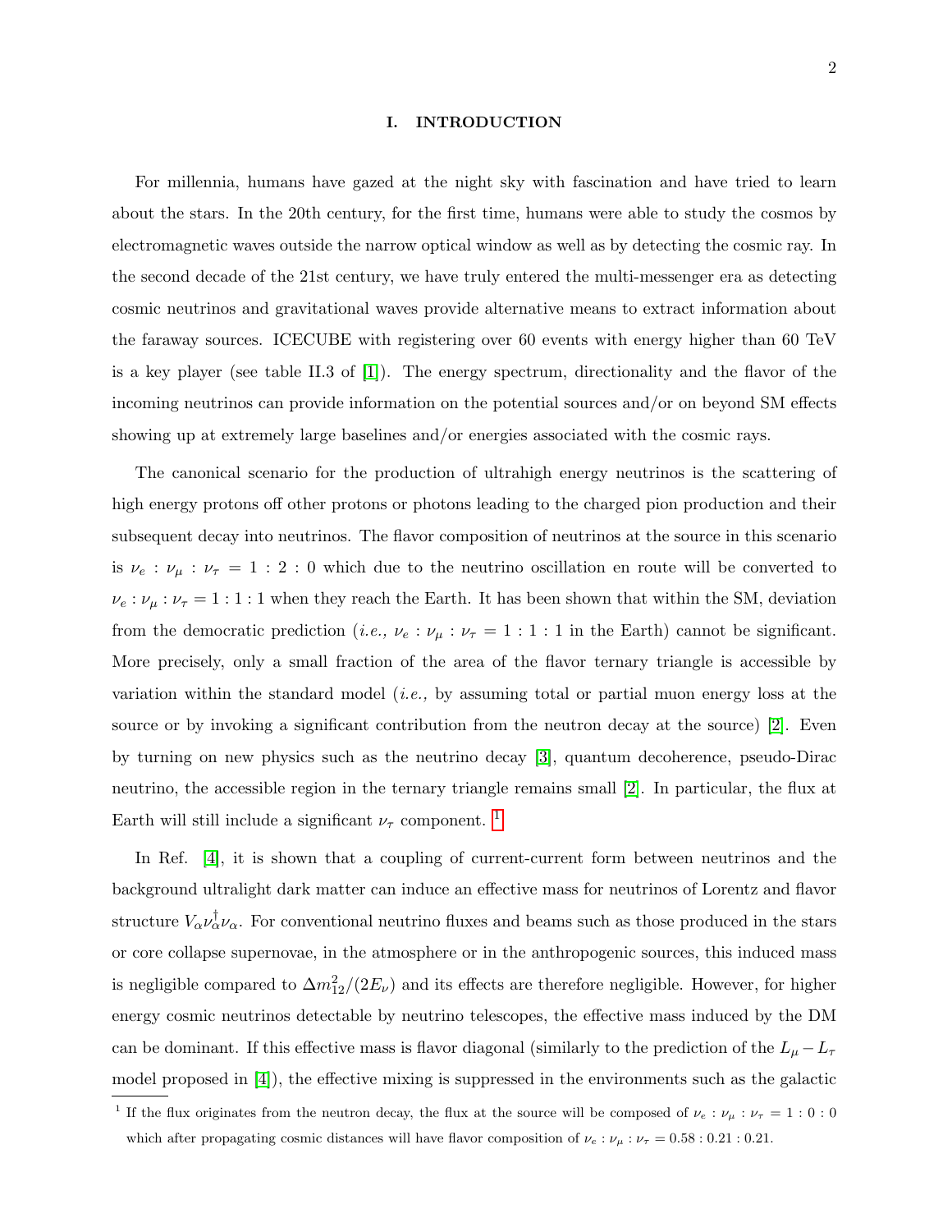# I. INTRODUCTION

For millennia, humans have gazed at the night sky with fascination and have tried to learn about the stars. In the 20th century, for the first time, humans were able to study the cosmos by electromagnetic waves outside the narrow optical window as well as by detecting the cosmic ray. In the second decade of the 21st century, we have truly entered the multi-messenger era as detecting cosmic neutrinos and gravitational waves provide alternative means to extract information about the faraway sources. ICECUBE with registering over 60 events with energy higher than 60 TeV is a key player (see table II.3 of [1]). The energy spectrum, directionality and the flavor of the incoming neutrinos can provide information on the potential sources and/or on beyond SM effects showing up at extremely large baselines and/or energies associated with the cosmic rays.

The canonical scenario for the production of ultrahigh energy neutrinos is the scattering of high energy protons off other protons or photons leading to the charged pion production and their subsequent decay into neutrinos. The flavor composition of neutrinos at the source in this scenario is $\nu_e : \nu_\mu : \nu_\tau = 1 : 2 : 0$ which due to the neutrino oscillation en route will be converted to $\nu_e : \nu_\mu : \nu_\tau = 1 : 1 : 1$ when they reach the Earth. It has been shown that within the SM, deviation from the democratic prediction (*i.e.,* $\nu_e : \nu_\mu : \nu_\tau = 1 : 1 : 1$ in the Earth) cannot be significant. More precisely, only a small fraction of the area of the flavor ternary triangle is accessible by variation within the standard model (*i.e.,* by assuming total or partial muon energy loss at the source or by invoking a significant contribution from the neutron decay at the source) [2]. Even by turning on new physics such as the neutrino decay [3], quantum decoherence, pseudo-Dirac neutrino, the accessible region in the ternary triangle remains small [2]. In particular, the flux at Earth will still include a significant $\nu_\tau$ component. [1]

In Ref. [4], it is shown that a coupling of current-current form between neutrinos and the background ultralight dark matter can induce an effective mass for neutrinos of Lorentz and flavor structure $V_\alpha \nu_\alpha^\dagger \nu_\alpha$. For conventional neutrino fluxes and beams such as those produced in the stars or core collapse supernovae, in the atmosphere or in the anthropogenic sources, this induced mass is negligible compared to $\Delta m_{12}^2/(2E_\nu)$ and its effects are therefore negligible. However, for higher energy cosmic neutrinos detectable by neutrino telescopes, the effective mass induced by the DM can be dominant. If this effective mass is flavor diagonal (similarly to the prediction of the $L_\mu - L_\tau$ model proposed in [4]), the effective mixing is suppressed in the environments such as the galactic

---

[1] If the flux originates from the neutron decay, the flux at the source will be composed of $\nu_e : \nu_\mu : \nu_\tau = 1 : 0 : 0$ which after propagating cosmic distances will have flavor composition of $\nu_e : \nu_\mu : \nu_\tau = 0.58 : 0.21 : 0.21$.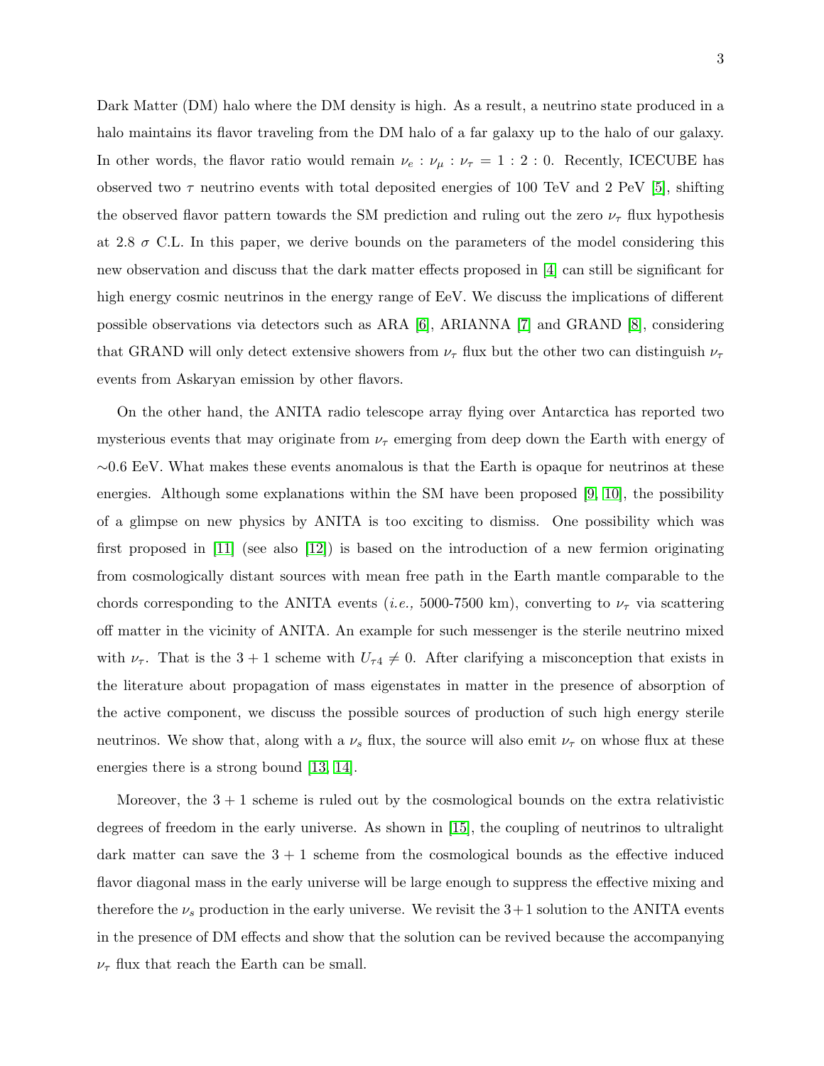Dark Matter (DM) halo where the DM density is high. As a result, a neutrino state produced in a halo maintains its flavor traveling from the DM halo of a far galaxy up to the halo of our galaxy. In other words, the flavor ratio would remain $\nu_e : \nu_\mu : \nu_\tau = 1 : 2 : 0$. Recently, ICECUBE has observed two $\tau$ neutrino events with total deposited energies of 100 TeV and 2 PeV [5], shifting the observed flavor pattern towards the SM prediction and ruling out the zero $\nu_\tau$ flux hypothesis at 2.8 $\sigma$ C.L. In this paper, we derive bounds on the parameters of the model considering this new observation and discuss that the dark matter effects proposed in [4] can still be significant for high energy cosmic neutrinos in the energy range of EeV. We discuss the implications of different possible observations via detectors such as ARA [6], ARIANNA [7] and GRAND [8], considering that GRAND will only detect extensive showers from $\nu_\tau$ flux but the other two can distinguish $\nu_\tau$ events from Askaryan emission by other flavors.

On the other hand, the ANITA radio telescope array flying over Antarctica has reported two mysterious events that may originate from $\nu_\tau$ emerging from deep down the Earth with energy of $\sim$0.6 EeV. What makes these events anomalous is that the Earth is opaque for neutrinos at these energies. Although some explanations within the SM have been proposed [9, 10], the possibility of a glimpse on new physics by ANITA is too exciting to dismiss. One possibility which was first proposed in [11] (see also [12]) is based on the introduction of a new fermion originating from cosmologically distant sources with mean free path in the Earth mantle comparable to the chords corresponding to the ANITA events (*i.e.,* 5000-7500 km), converting to $\nu_\tau$ via scattering off matter in the vicinity of ANITA. An example for such messenger is the sterile neutrino mixed with $\nu_\tau$. That is the $3+1$ scheme with $U_{\tau 4} \neq 0$. After clarifying a misconception that exists in the literature about propagation of mass eigenstates in matter in the presence of absorption of the active component, we discuss the possible sources of production of such high energy sterile neutrinos. We show that, along with a $\nu_s$ flux, the source will also emit $\nu_\tau$ on whose flux at these energies there is a strong bound [13, 14].

Moreover, the $3+1$ scheme is ruled out by the cosmological bounds on the extra relativistic degrees of freedom in the early universe. As shown in [15], the coupling of neutrinos to ultralight dark matter can save the $3+1$ scheme from the cosmological bounds as the effective induced flavor diagonal mass in the early universe will be large enough to suppress the effective mixing and therefore the $\nu_s$ production in the early universe. We revisit the $3+1$ solution to the ANITA events in the presence of DM effects and show that the solution can be revived because the accompanying $\nu_\tau$ flux that reach the Earth can be small.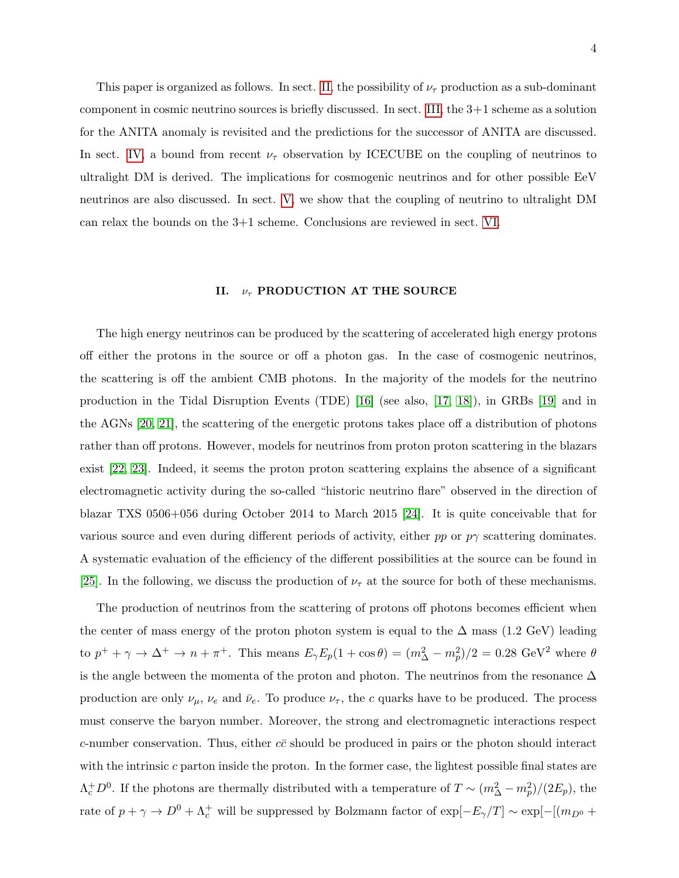This paper is organized as follows. In sect. II, the possibility of $\nu_\tau$ production as a sub-dominant component in cosmic neutrino sources is briefly discussed. In sect. III, the 3+1 scheme as a solution for the ANITA anomaly is revisited and the predictions for the successor of ANITA are discussed. In sect. IV, a bound from recent $\nu_\tau$ observation by ICECUBE on the coupling of neutrinos to ultralight DM is derived. The implications for cosmogenic neutrinos and for other possible EeV neutrinos are also discussed. In sect. V, we show that the coupling of neutrino to ultralight DM can relax the bounds on the 3+1 scheme. Conclusions are reviewed in sect. VI.

## II. $\nu_\tau$ PRODUCTION AT THE SOURCE

The high energy neutrinos can be produced by the scattering of accelerated high energy protons off either the protons in the source or off a photon gas. In the case of cosmogenic neutrinos, the scattering is off the ambient CMB photons. In the majority of the models for the neutrino production in the Tidal Disruption Events (TDE) [16] (see also, [17, 18]), in GRBs [19] and in the AGNs [20, 21], the scattering of the energetic protons takes place off a distribution of photons rather than off protons. However, models for neutrinos from proton proton scattering in the blazars exist [22, 23]. Indeed, it seems the proton proton scattering explains the absence of a significant electromagnetic activity during the so-called "historic neutrino flare" observed in the direction of blazar TXS 0506+056 during October 2014 to March 2015 [24]. It is quite conceivable that for various source and even during different periods of activity, either $pp$ or $p\gamma$ scattering dominates. A systematic evaluation of the efficiency of the different possibilities at the source can be found in [25]. In the following, we discuss the production of $\nu_\tau$ at the source for both of these mechanisms.

The production of neutrinos from the scattering of protons off photons becomes efficient when the center of mass energy of the proton photon system is equal to the $\Delta$ mass (1.2 GeV) leading to $p^+ + \gamma \to \Delta^+ \to n + \pi^+$. This means $E_\gamma E_p(1+\cos\theta) = (m_\Delta^2 - m_p^2)/2 = 0.28~\mathrm{GeV}^2$ where $\theta$ is the angle between the momenta of the proton and photon. The neutrinos from the resonance $\Delta$ production are only $\nu_\mu$, $\nu_e$ and $\bar{\nu}_e$. To produce $\nu_\tau$, the $c$ quarks have to be produced. The process must conserve the baryon number. Moreover, the strong and electromagnetic interactions respect $c$-number conservation. Thus, either $c\bar{c}$ should be produced in pairs or the photon should interact with the intrinsic $c$ parton inside the proton. In the former case, the lightest possible final states are $\Lambda_c^+ D^0$. If the photons are thermally distributed with a temperature of $T \sim (m_\Delta^2 - m_p^2)/(2E_p)$, the rate of $p + \gamma \to D^0 + \Lambda_c^+$ will be suppressed by Bolzmann factor of $\exp[-E_\gamma/T] \sim \exp[-[(m_{D^0} +$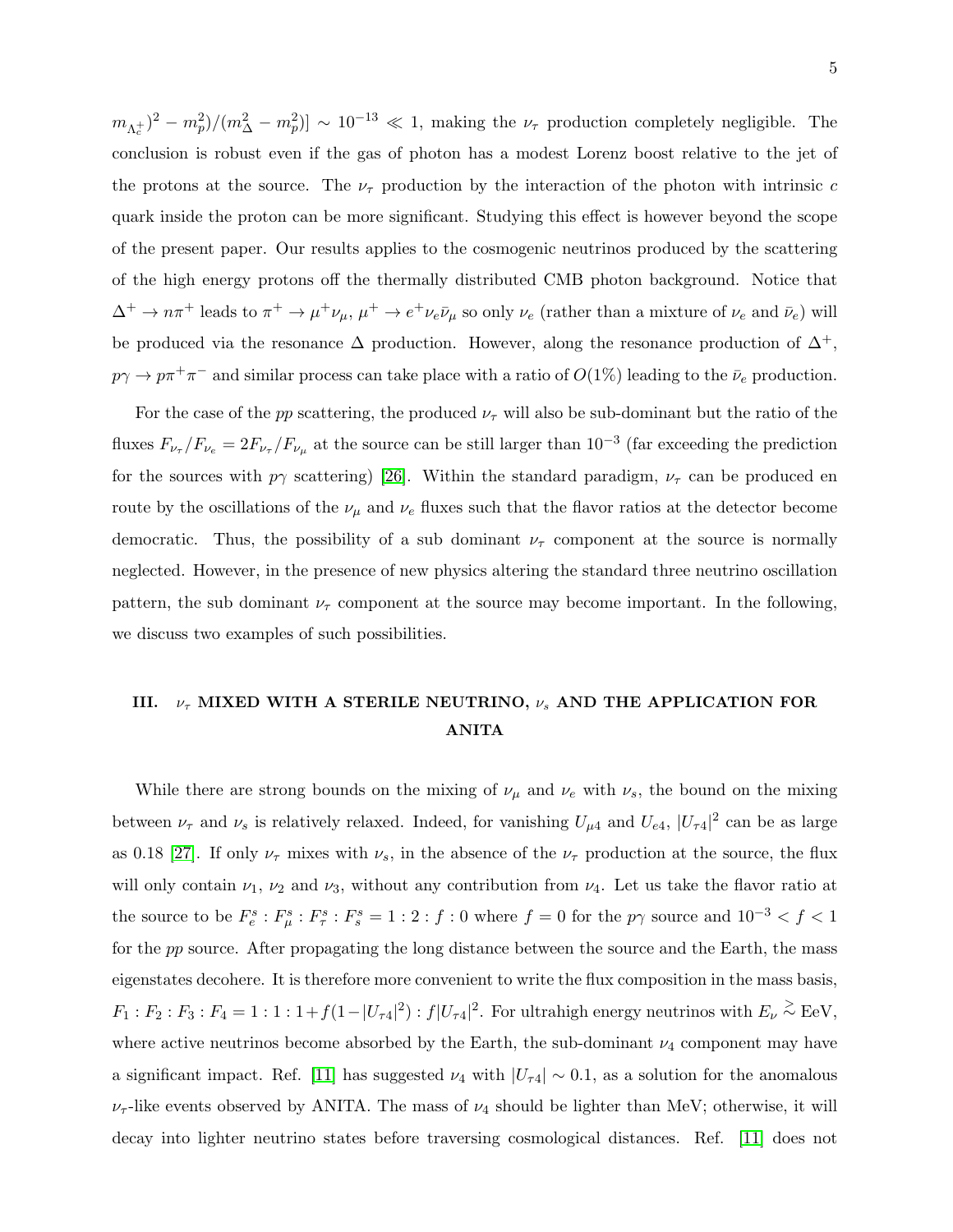$m_{\Lambda_c^+})^2 - m_p^2)/(m_\Delta^2 - m_p^2)] \sim 10^{-13} \ll 1$, making the $\nu_\tau$ production completely negligible. The conclusion is robust even if the gas of photon has a modest Lorenz boost relative to the jet of the protons at the source. The $\nu_\tau$ production by the interaction of the photon with intrinsic $c$ quark inside the proton can be more significant. Studying this effect is however beyond the scope of the present paper. Our results applies to the cosmogenic neutrinos produced by the scattering of the high energy protons off the thermally distributed CMB photon background. Notice that $\Delta^+ \to n\pi^+$ leads to $\pi^+ \to \mu^+\nu_\mu$, $\mu^+ \to e^+\nu_e\bar{\nu}_\mu$ so only $\nu_e$ (rather than a mixture of $\nu_e$ and $\bar{\nu}_e$) will be produced via the resonance $\Delta$ production. However, along the resonance production of $\Delta^+$, $p\gamma \to p\pi^+\pi^-$ and similar process can take place with a ratio of $O(1\%)$ leading to the $\bar{\nu}_e$ production.

For the case of the $pp$ scattering, the produced $\nu_\tau$ will also be sub-dominant but the ratio of the fluxes $F_{\nu_\tau}/F_{\nu_e} = 2F_{\nu_\tau}/F_{\nu_\mu}$ at the source can be still larger than $10^{-3}$ (far exceeding the prediction for the sources with $p\gamma$ scattering) [26]. Within the standard paradigm, $\nu_\tau$ can be produced en route by the oscillations of the $\nu_\mu$ and $\nu_e$ fluxes such that the flavor ratios at the detector become democratic. Thus, the possibility of a sub dominant $\nu_\tau$ component at the source is normally neglected. However, in the presence of new physics altering the standard three neutrino oscillation pattern, the sub dominant $\nu_\tau$ component at the source may become important. In the following, we discuss two examples of such possibilities.

## III. $\nu_\tau$ MIXED WITH A STERILE NEUTRINO, $\nu_s$ AND THE APPLICATION FOR ANITA

While there are strong bounds on the mixing of $\nu_\mu$ and $\nu_e$ with $\nu_s$, the bound on the mixing between $\nu_\tau$ and $\nu_s$ is relatively relaxed. Indeed, for vanishing $U_{\mu 4}$ and $U_{e4}$, $|U_{\tau 4}|^2$ can be as large as 0.18 [27]. If only $\nu_\tau$ mixes with $\nu_s$, in the absence of the $\nu_\tau$ production at the source, the flux will only contain $\nu_1$, $\nu_2$ and $\nu_3$, without any contribution from $\nu_4$. Let us take the flavor ratio at the source to be $F_e^s : F_\mu^s : F_\tau^s : F_s^s = 1 : 2 : f : 0$ where $f = 0$ for the $p\gamma$ source and $10^{-3} < f < 1$ for the $pp$ source. After propagating the long distance between the source and the Earth, the mass eigenstates decohere. It is therefore more convenient to write the flux composition in the mass basis, $F_1 : F_2 : F_3 : F_4 = 1 : 1 : 1 + f(1 - |U_{\tau 4}|^2) : f|U_{\tau 4}|^2$. For ultrahigh energy neutrinos with $E_\nu \gtrsim$ EeV, where active neutrinos become absorbed by the Earth, the sub-dominant $\nu_4$ component may have a significant impact. Ref. [11] has suggested $\nu_4$ with $|U_{\tau 4}| \sim 0.1$, as a solution for the anomalous $\nu_\tau$-like events observed by ANITA. The mass of $\nu_4$ should be lighter than MeV; otherwise, it will decay into lighter neutrino states before traversing cosmological distances. Ref. [11] does not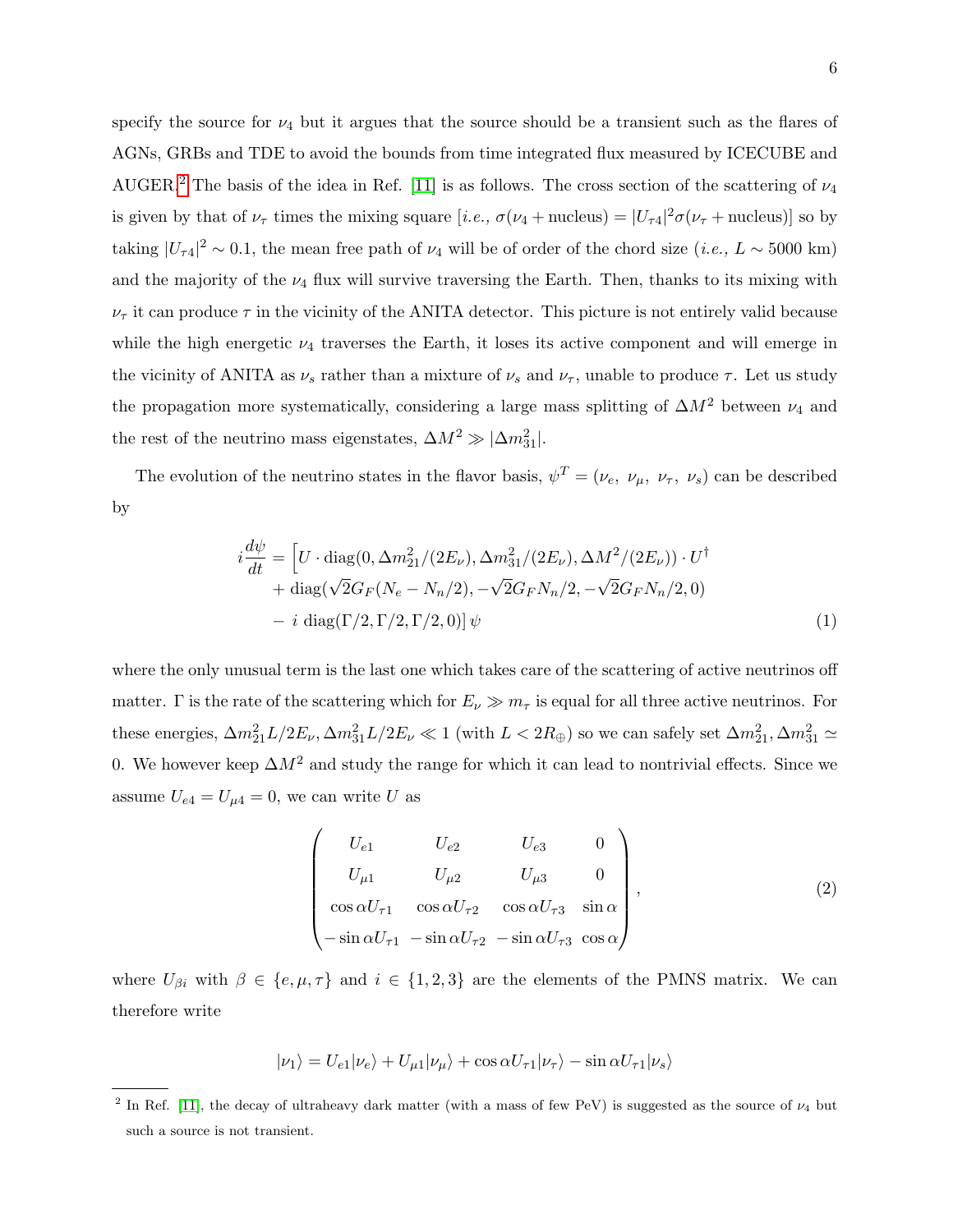specify the source for $\nu_4$ but it argues that the source should be a transient such as the flares of AGNs, GRBs and TDE to avoid the bounds from time integrated flux measured by ICECUBE and AUGER.[2] The basis of the idea in Ref. [11] is as follows. The cross section of the scattering of $\nu_4$ is given by that of $\nu_\tau$ times the mixing square [*i.e.,* $\sigma(\nu_4 + \text{nucleus}) = |U_{\tau 4}|^2 \sigma(\nu_\tau + \text{nucleus})$] so by taking $|U_{\tau 4}|^2 \sim 0.1$, the mean free path of $\nu_4$ will be of order of the chord size (*i.e.,* $L \sim 5000$ km) and the majority of the $\nu_4$ flux will survive traversing the Earth. Then, thanks to its mixing with $\nu_\tau$ it can produce $\tau$ in the vicinity of the ANITA detector. This picture is not entirely valid because while the high energetic $\nu_4$ traverses the Earth, it loses its active component and will emerge in the vicinity of ANITA as $\nu_s$ rather than a mixture of $\nu_s$ and $\nu_\tau$, unable to produce $\tau$. Let us study the propagation more systematically, considering a large mass splitting of $\Delta M^2$ between $\nu_4$ and the rest of the neutrino mass eigenstates, $\Delta M^2 \gg |\Delta m^2_{31}|$.

The evolution of the neutrino states in the flavor basis, $\psi^T = (\nu_e,\ \nu_\mu,\ \nu_\tau,\ \nu_s)$ can be described by

$$
\begin{aligned}
i\frac{d\psi}{dt} = \Big[ & U \cdot \mathrm{diag}(0, \Delta m^2_{21}/(2E_\nu), \Delta m^2_{31}/(2E_\nu), \Delta M^2/(2E_\nu)) \cdot U^\dagger \\
& + \mathrm{diag}(\sqrt{2}G_F(N_e - N_n/2), -\sqrt{2}G_F N_n/2, -\sqrt{2}G_F N_n/2, 0) \\
& - i\ \mathrm{diag}(\Gamma/2, \Gamma/2, \Gamma/2, 0) \Big] \psi
\end{aligned} \tag{1}
$$

where the only unusual term is the last one which takes care of the scattering of active neutrinos off matter. $\Gamma$ is the rate of the scattering which for $E_\nu \gg m_\tau$ is equal for all three active neutrinos. For these energies, $\Delta m^2_{21} L/2E_\nu, \Delta m^2_{31} L/2E_\nu \ll 1$ (with $L < 2R_\oplus$) so we can safely set $\Delta m^2_{21}, \Delta m^2_{31} \simeq 0$. We however keep $\Delta M^2$ and study the range for which it can lead to nontrivial effects. Since we assume $U_{e4} = U_{\mu 4} = 0$, we can write $U$ as

$$
\begin{pmatrix}
U_{e1} & U_{e2} & U_{e3} & 0 \\
U_{\mu 1} & U_{\mu 2} & U_{\mu 3} & 0 \\
\cos\alpha U_{\tau 1} & \cos\alpha U_{\tau 2} & \cos\alpha U_{\tau 3} & \sin\alpha \\
-\sin\alpha U_{\tau 1} & -\sin\alpha U_{\tau 2} & -\sin\alpha U_{\tau 3} & \cos\alpha
\end{pmatrix}, \tag{2}
$$

where $U_{\beta i}$ with $\beta \in \{e, \mu, \tau\}$ and $i \in \{1, 2, 3\}$ are the elements of the PMNS matrix. We can therefore write

$$
|\nu_1\rangle = U_{e1}|\nu_e\rangle + U_{\mu 1}|\nu_\mu\rangle + \cos\alpha U_{\tau 1}|\nu_\tau\rangle - \sin\alpha U_{\tau 1}|\nu_s\rangle
$$

[2] In Ref. [11], the decay of ultraheavy dark matter (with a mass of few PeV) is suggested as the source of $\nu_4$ but such a source is not transient.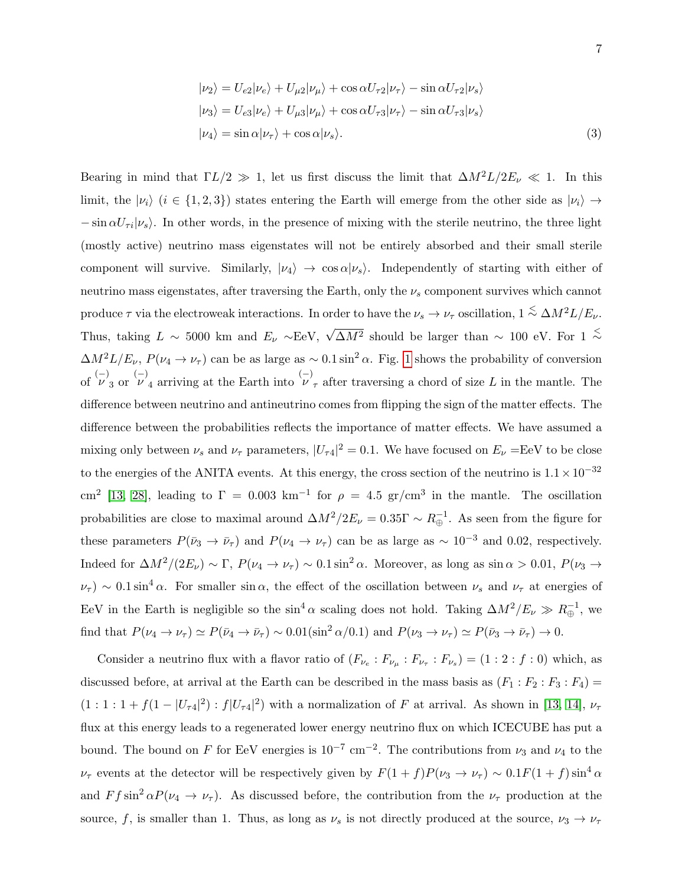$$
\begin{aligned}
|\nu_2\rangle &= U_{e2}|\nu_e\rangle + U_{\mu 2}|\nu_\mu\rangle + \cos\alpha U_{\tau 2}|\nu_\tau\rangle - \sin\alpha U_{\tau 2}|\nu_s\rangle \\
|\nu_3\rangle &= U_{e3}|\nu_e\rangle + U_{\mu 3}|\nu_\mu\rangle + \cos\alpha U_{\tau 3}|\nu_\tau\rangle - \sin\alpha U_{\tau 3}|\nu_s\rangle \\
|\nu_4\rangle &= \sin\alpha|\nu_\tau\rangle + \cos\alpha|\nu_s\rangle. \qquad (3)
\end{aligned}
$$

Bearing in mind that $\Gamma L/2 \gg 1$, let us first discuss the limit that $\Delta M^2 L/2E_\nu \ll 1$. In this limit, the $|\nu_i\rangle$ ($i \in \{1, 2, 3\}$) states entering the Earth will emerge from the other side as $|\nu_i\rangle \to -\sin\alpha U_{\tau i}|\nu_s\rangle$. In other words, in the presence of mixing with the sterile neutrino, the three light (mostly active) neutrino mass eigenstates will not be entirely absorbed and their small sterile component will survive. Similarly, $|\nu_4\rangle \to \cos\alpha|\nu_s\rangle$. Independently of starting with either of neutrino mass eigenstates, after traversing the Earth, only the $\nu_s$ component survives which cannot produce $\tau$ via the electroweak interactions. In order to have the $\nu_s \to \nu_\tau$ oscillation, $1 \lesssim \Delta M^2 L/E_\nu$. Thus, taking $L \sim 5000$ km and $E_\nu \sim$EeV, $\sqrt{\Delta M^2}$ should be larger than $\sim 100$ eV. For $1 \lesssim \Delta M^2 L/E_\nu$, $P(\nu_4 \to \nu_\tau)$ can be as large as $\sim 0.1 \sin^2\alpha$. Fig. 1 shows the probability of conversion of $\overset{(-)}{\nu}_3$ or $\overset{(-)}{\nu}_4$ arriving at the Earth into $\overset{(-)}{\nu}_\tau$ after traversing a chord of size $L$ in the mantle. The difference between neutrino and antineutrino comes from flipping the sign of the matter effects. The difference between the probabilities reflects the importance of matter effects. We have assumed a mixing only between $\nu_s$ and $\nu_\tau$ parameters, $|U_{\tau 4}|^2 = 0.1$. We have focused on $E_\nu =$EeV to be close to the energies of the ANITA events. At this energy, the cross section of the neutrino is $1.1 \times 10^{-32}$ cm$^2$ [13, 28], leading to $\Gamma = 0.003$ km$^{-1}$ for $\rho = 4.5$ gr/cm$^3$ in the mantle. The oscillation probabilities are close to maximal around $\Delta M^2/2E_\nu = 0.35\Gamma \sim R_\oplus^{-1}$. As seen from the figure for these parameters $P(\bar\nu_3 \to \bar\nu_\tau)$ and $P(\nu_4 \to \nu_\tau)$ can be as large as $\sim 10^{-3}$ and 0.02, respectively. Indeed for $\Delta M^2/(2E_\nu) \sim \Gamma$, $P(\nu_4 \to \nu_\tau) \sim 0.1 \sin^2\alpha$. Moreover, as long as $\sin\alpha > 0.01$, $P(\nu_3 \to \nu_\tau) \sim 0.1 \sin^4\alpha$. For smaller $\sin\alpha$, the effect of the oscillation between $\nu_s$ and $\nu_\tau$ at energies of EeV in the Earth is negligible so the $\sin^4\alpha$ scaling does not hold. Taking $\Delta M^2/E_\nu \gg R_\oplus^{-1}$, we find that $P(\nu_4 \to \nu_\tau) \simeq P(\bar\nu_4 \to \bar\nu_\tau) \sim 0.01(\sin^2\alpha/0.1)$ and $P(\nu_3 \to \nu_\tau) \simeq P(\bar\nu_3 \to \bar\nu_\tau) \to 0$.

Consider a neutrino flux with a flavor ratio of $(F_{\nu_e} : F_{\nu_\mu} : F_{\nu_\tau} : F_{\nu_s}) = (1 : 2 : f : 0)$ which, as discussed before, at arrival at the Earth can be described in the mass basis as $(F_1 : F_2 : F_3 : F_4) = (1 : 1 : 1 + f(1 - |U_{\tau 4}|^2) : f|U_{\tau 4}|^2)$ with a normalization of $F$ at arrival. As shown in [13, 14], $\nu_\tau$ flux at this energy leads to a regenerated lower energy neutrino flux on which ICECUBE has put a bound. The bound on $F$ for EeV energies is $10^{-7}$ cm$^{-2}$. The contributions from $\nu_3$ and $\nu_4$ to the $\nu_\tau$ events at the detector will be respectively given by $F(1+f)P(\nu_3 \to \nu_\tau) \sim 0.1F(1+f)\sin^4\alpha$ and $Ff\sin^2\alpha P(\nu_4 \to \nu_\tau)$. As discussed before, the contribution from the $\nu_\tau$ production at the source, $f$, is smaller than 1. Thus, as long as $\nu_s$ is not directly produced at the source, $\nu_3 \to \nu_\tau$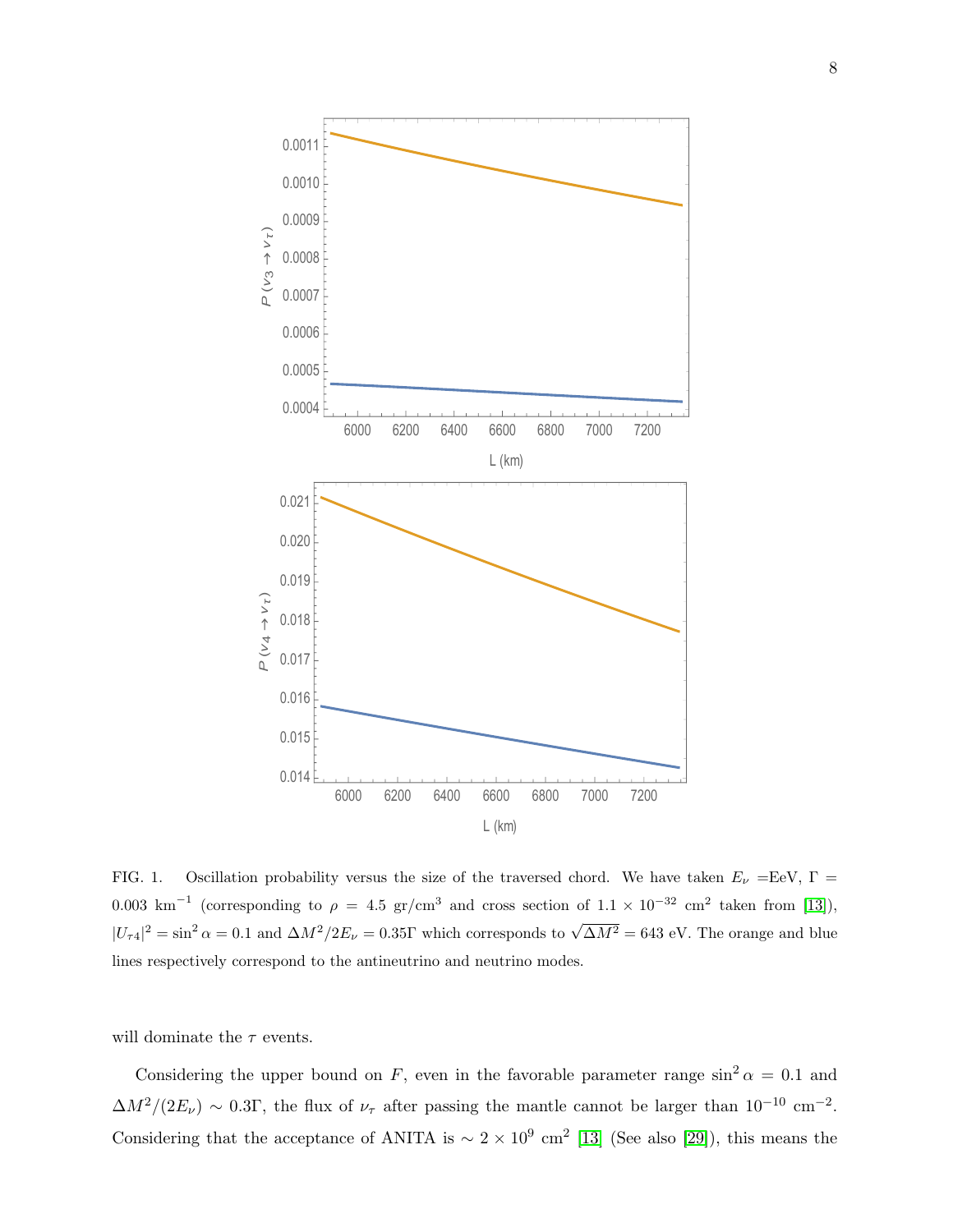FIG. 1. Oscillation probability versus the size of the traversed chord. We have taken $E_\nu$ =EeV, $\Gamma = 0.003$ km$^{-1}$ (corresponding to $\rho = 4.5$ gr/cm$^3$ and cross section of $1.1 \times 10^{-32}$ cm$^2$ taken from [13]), $|U_{\tau 4}|^2 = \sin^2\alpha = 0.1$ and $\Delta M^2/2E_\nu = 0.35\Gamma$ which corresponds to $\sqrt{\Delta M^2} = 643$ eV. The orange and blue lines respectively correspond to the antineutrino and neutrino modes.

will dominate the $\tau$ events.

Considering the upper bound on $F$, even in the favorable parameter range $\sin^2\alpha = 0.1$ and $\Delta M^2/(2E_\nu) \sim 0.3\Gamma$, the flux of $\nu_\tau$ after passing the mantle cannot be larger than $10^{-10}$ cm$^{-2}$. Considering that the acceptance of ANITA is $\sim 2 \times 10^9$ cm$^2$ [13] (See also [29]), this means the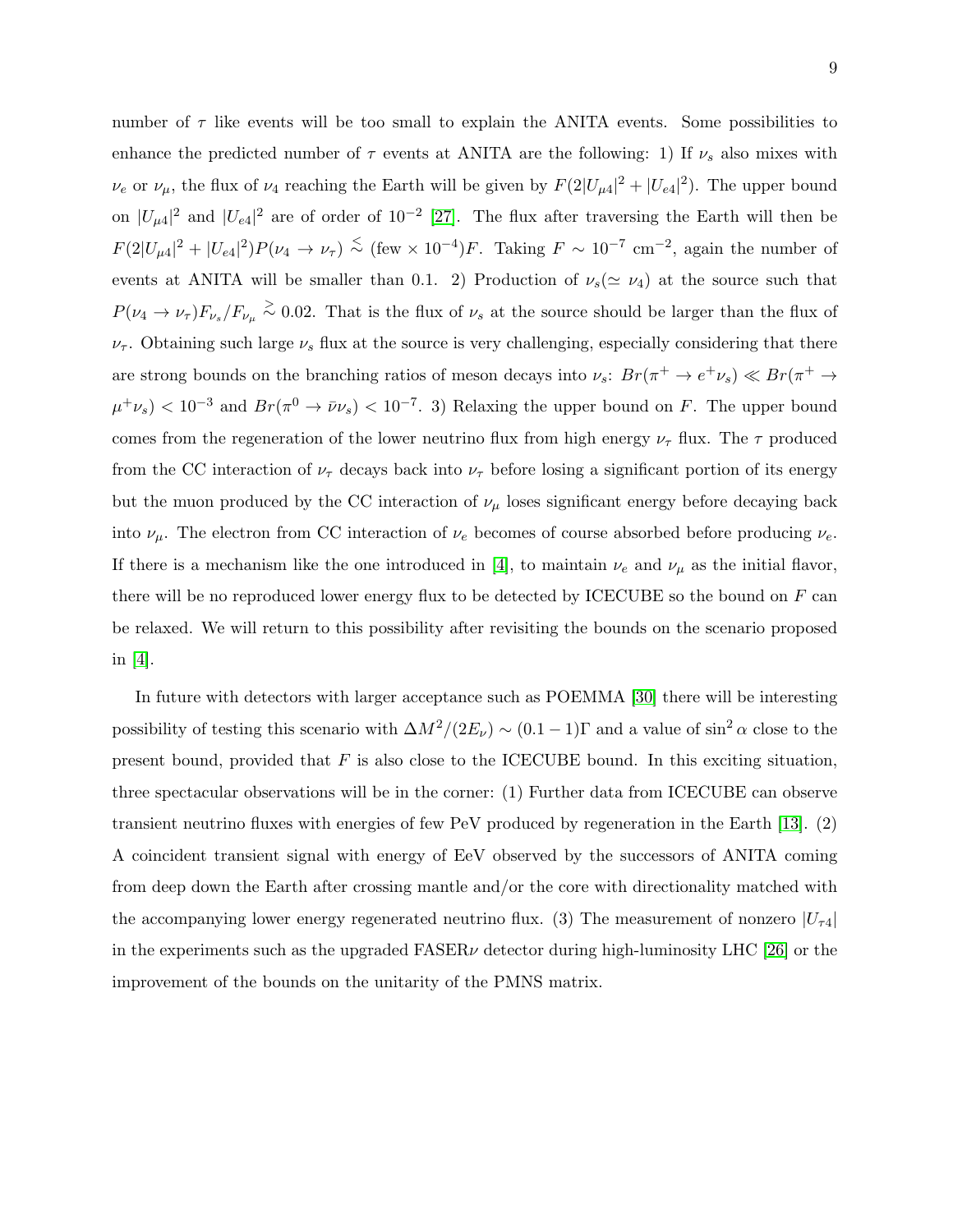number of $\tau$ like events will be too small to explain the ANITA events. Some possibilities to enhance the predicted number of $\tau$ events at ANITA are the following: 1) If $\nu_s$ also mixes with $\nu_e$ or $\nu_\mu$, the flux of $\nu_4$ reaching the Earth will be given by $F(2|U_{\mu 4}|^2 + |U_{e4}|^2)$. The upper bound on $|U_{\mu 4}|^2$ and $|U_{e4}|^2$ are of order of $10^{-2}$ [27]. The flux after traversing the Earth will then be $F(2|U_{\mu 4}|^2 + |U_{e4}|^2)P(\nu_4 \to \nu_\tau) \stackrel{<}{\sim} (\text{few} \times 10^{-4})F$. Taking $F \sim 10^{-7}$ cm$^{-2}$, again the number of events at ANITA will be smaller than 0.1. 2) Production of $\nu_s(\simeq \nu_4)$ at the source such that $P(\nu_4 \to \nu_\tau)F_{\nu_s}/F_{\nu_\mu} \stackrel{>}{\sim} 0.02$. That is the flux of $\nu_s$ at the source should be larger than the flux of $\nu_\tau$. Obtaining such large $\nu_s$ flux at the source is very challenging, especially considering that there are strong bounds on the branching ratios of meson decays into $\nu_s$: $Br(\pi^+ \to e^+\nu_s) \ll Br(\pi^+ \to \mu^+\nu_s) < 10^{-3}$ and $Br(\pi^0 \to \bar{\nu}\nu_s) < 10^{-7}$. 3) Relaxing the upper bound on $F$. The upper bound comes from the regeneration of the lower neutrino flux from high energy $\nu_\tau$ flux. The $\tau$ produced from the CC interaction of $\nu_\tau$ decays back into $\nu_\tau$ before losing a significant portion of its energy but the muon produced by the CC interaction of $\nu_\mu$ loses significant energy before decaying back into $\nu_\mu$. The electron from CC interaction of $\nu_e$ becomes of course absorbed before producing $\nu_e$. If there is a mechanism like the one introduced in [4], to maintain $\nu_e$ and $\nu_\mu$ as the initial flavor, there will be no reproduced lower energy flux to be detected by ICECUBE so the bound on $F$ can be relaxed. We will return to this possibility after revisiting the bounds on the scenario proposed in [4].

In future with detectors with larger acceptance such as POEMMA [30] there will be interesting possibility of testing this scenario with $\Delta M^2/(2E_\nu) \sim (0.1-1)\Gamma$ and a value of $\sin^2\alpha$ close to the present bound, provided that $F$ is also close to the ICECUBE bound. In this exciting situation, three spectacular observations will be in the corner: (1) Further data from ICECUBE can observe transient neutrino fluxes with energies of few PeV produced by regeneration in the Earth [13]. (2) A coincident transient signal with energy of EeV observed by the successors of ANITA coming from deep down the Earth after crossing mantle and/or the core with directionality matched with the accompanying lower energy regenerated neutrino flux. (3) The measurement of nonzero $|U_{\tau 4}|$ in the experiments such as the upgraded FASER$\nu$ detector during high-luminosity LHC [26] or the improvement of the bounds on the unitarity of the PMNS matrix.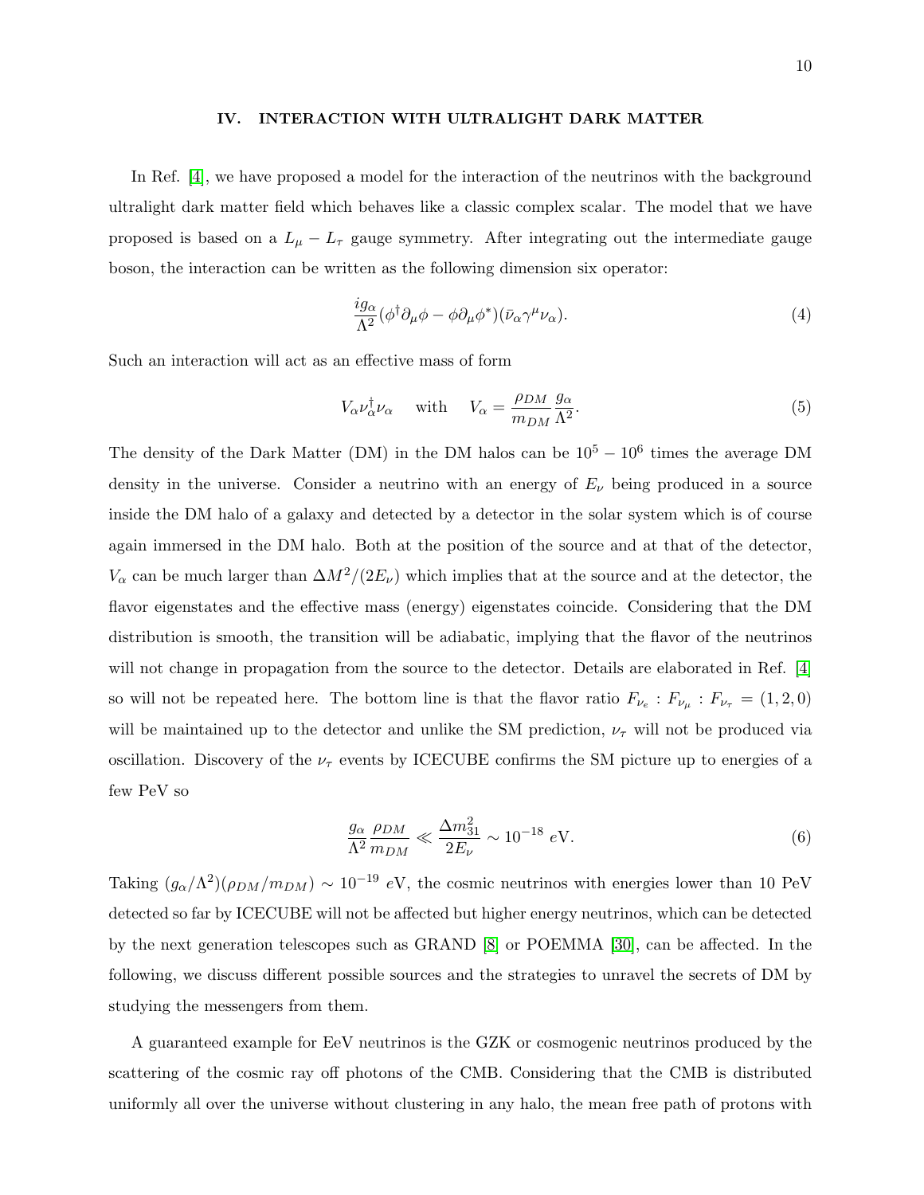## IV. INTERACTION WITH ULTRALIGHT DARK MATTER

In Ref. [4], we have proposed a model for the interaction of the neutrinos with the background ultralight dark matter field which behaves like a classic complex scalar. The model that we have proposed is based on a $L_\mu - L_\tau$ gauge symmetry. After integrating out the intermediate gauge boson, the interaction can be written as the following dimension six operator:

$$\frac{ig_\alpha}{\Lambda^2}(\phi^\dagger \partial_\mu \phi - \phi \partial_\mu \phi^*)(\bar{\nu}_\alpha \gamma^\mu \nu_\alpha). \tag{4}$$

Such an interaction will act as an effective mass of form

$$V_\alpha \nu_\alpha^\dagger \nu_\alpha \quad \text{with} \quad V_\alpha = \frac{\rho_{DM}}{m_{DM}} \frac{g_\alpha}{\Lambda^2}. \tag{5}$$

The density of the Dark Matter (DM) in the DM halos can be $10^5 - 10^6$ times the average DM density in the universe. Consider a neutrino with an energy of $E_\nu$ being produced in a source inside the DM halo of a galaxy and detected by a detector in the solar system which is of course again immersed in the DM halo. Both at the position of the source and at that of the detector, $V_\alpha$ can be much larger than $\Delta M^2/(2E_\nu)$ which implies that at the source and at the detector, the flavor eigenstates and the effective mass (energy) eigenstates coincide. Considering that the DM distribution is smooth, the transition will be adiabatic, implying that the flavor of the neutrinos will not change in propagation from the source to the detector. Details are elaborated in Ref. [4] so will not be repeated here. The bottom line is that the flavor ratio $F_{\nu_e} : F_{\nu_\mu} : F_{\nu_\tau} = (1, 2, 0)$ will be maintained up to the detector and unlike the SM prediction, $\nu_\tau$ will not be produced via oscillation. Discovery of the $\nu_\tau$ events by ICECUBE confirms the SM picture up to energies of a few PeV so

$$\frac{g_\alpha}{\Lambda^2} \frac{\rho_{DM}}{m_{DM}} \ll \frac{\Delta m_{31}^2}{2E_\nu} \sim 10^{-18} \text{ eV}. \tag{6}$$

Taking $(g_\alpha/\Lambda^2)(\rho_{DM}/m_{DM}) \sim 10^{-19}$ eV, the cosmic neutrinos with energies lower than 10 PeV detected so far by ICECUBE will not be affected but higher energy neutrinos, which can be detected by the next generation telescopes such as GRAND [8] or POEMMA [30], can be affected. In the following, we discuss different possible sources and the strategies to unravel the secrets of DM by studying the messengers from them.

A guaranteed example for EeV neutrinos is the GZK or cosmogenic neutrinos produced by the scattering of the cosmic ray off photons of the CMB. Considering that the CMB is distributed uniformly all over the universe without clustering in any halo, the mean free path of protons with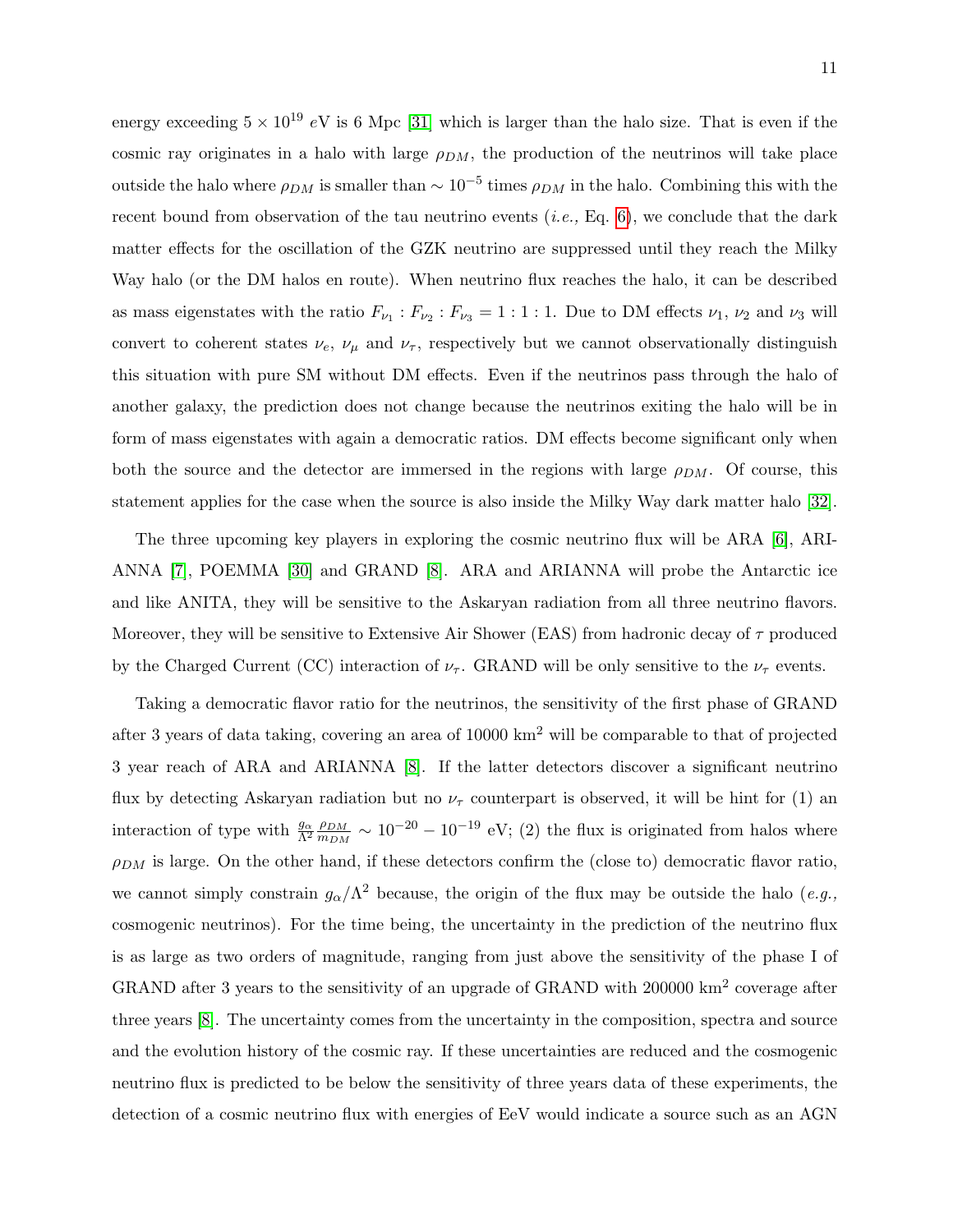energy exceeding $5 \times 10^{19}$ $eV$ is 6 Mpc [31] which is larger than the halo size. That is even if the cosmic ray originates in a halo with large $\rho_{DM}$, the production of the neutrinos will take place outside the halo where $\rho_{DM}$ is smaller than $\sim 10^{-5}$ times $\rho_{DM}$ in the halo. Combining this with the recent bound from observation of the tau neutrino events (*i.e.,* Eq. 6), we conclude that the dark matter effects for the oscillation of the GZK neutrino are suppressed until they reach the Milky Way halo (or the DM halos en route). When neutrino flux reaches the halo, it can be described as mass eigenstates with the ratio $F_{\nu_1} : F_{\nu_2} : F_{\nu_3} = 1 : 1 : 1$. Due to DM effects $\nu_1$, $\nu_2$ and $\nu_3$ will convert to coherent states $\nu_e$, $\nu_\mu$ and $\nu_\tau$, respectively but we cannot observationally distinguish this situation with pure SM without DM effects. Even if the neutrinos pass through the halo of another galaxy, the prediction does not change because the neutrinos exiting the halo will be in form of mass eigenstates with again a democratic ratios. DM effects become significant only when both the source and the detector are immersed in the regions with large $\rho_{DM}$. Of course, this statement applies for the case when the source is also inside the Milky Way dark matter halo [32].

The three upcoming key players in exploring the cosmic neutrino flux will be ARA [6], ARIANNA [7], POEMMA [30] and GRAND [8]. ARA and ARIANNA will probe the Antarctic ice and like ANITA, they will be sensitive to the Askaryan radiation from all three neutrino flavors. Moreover, they will be sensitive to Extensive Air Shower (EAS) from hadronic decay of $\tau$ produced by the Charged Current (CC) interaction of $\nu_\tau$. GRAND will be only sensitive to the $\nu_\tau$ events.

Taking a democratic flavor ratio for the neutrinos, the sensitivity of the first phase of GRAND after 3 years of data taking, covering an area of 10000 km$^2$ will be comparable to that of projected 3 year reach of ARA and ARIANNA [8]. If the latter detectors discover a significant neutrino flux by detecting Askaryan radiation but no $\nu_\tau$ counterpart is observed, it will be hint for (1) an interaction of type with $\frac{g_\alpha}{\Lambda^2}\frac{\rho_{DM}}{m_{DM}} \sim 10^{-20} - 10^{-19}$ eV; (2) the flux is originated from halos where $\rho_{DM}$ is large. On the other hand, if these detectors confirm the (close to) democratic flavor ratio, we cannot simply constrain $g_\alpha/\Lambda^2$ because, the origin of the flux may be outside the halo (*e.g.,* cosmogenic neutrinos). For the time being, the uncertainty in the prediction of the neutrino flux is as large as two orders of magnitude, ranging from just above the sensitivity of the phase I of GRAND after 3 years to the sensitivity of an upgrade of GRAND with 200000 km$^2$ coverage after three years [8]. The uncertainty comes from the uncertainty in the composition, spectra and source and the evolution history of the cosmic ray. If these uncertainties are reduced and the cosmogenic neutrino flux is predicted to be below the sensitivity of three years data of these experiments, the detection of a cosmic neutrino flux with energies of EeV would indicate a source such as an AGN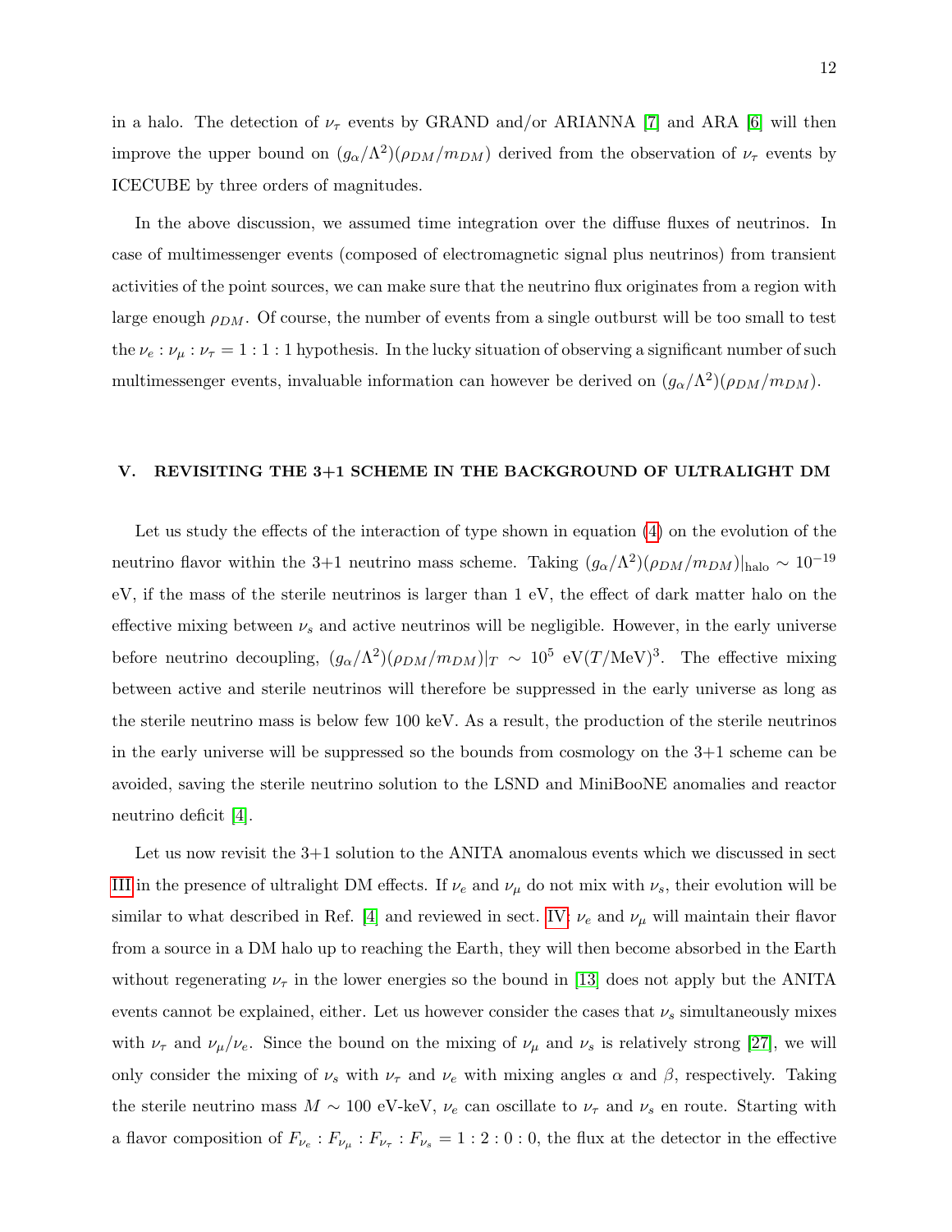in a halo. The detection of $\nu_\tau$ events by GRAND and/or ARIANNA [7] and ARA [6] will then improve the upper bound on $(g_\alpha/\Lambda^2)(\rho_{DM}/m_{DM})$ derived from the observation of $\nu_\tau$ events by ICECUBE by three orders of magnitudes.

In the above discussion, we assumed time integration over the diffuse fluxes of neutrinos. In case of multimessenger events (composed of electromagnetic signal plus neutrinos) from transient activities of the point sources, we can make sure that the neutrino flux originates from a region with large enough $\rho_{DM}$. Of course, the number of events from a single outburst will be too small to test the $\nu_e : \nu_\mu : \nu_\tau = 1 : 1 : 1$ hypothesis. In the lucky situation of observing a significant number of such multimessenger events, invaluable information can however be derived on $(g_\alpha/\Lambda^2)(\rho_{DM}/m_{DM})$.

## V. REVISITING THE 3+1 SCHEME IN THE BACKGROUND OF ULTRALIGHT DM

Let us study the effects of the interaction of type shown in equation (4) on the evolution of the neutrino flavor within the 3+1 neutrino mass scheme. Taking $(g_\alpha/\Lambda^2)(\rho_{DM}/m_{DM})|_{\rm halo} \sim 10^{-19}$ eV, if the mass of the sterile neutrinos is larger than 1 eV, the effect of dark matter halo on the effective mixing between $\nu_s$ and active neutrinos will be negligible. However, in the early universe before neutrino decoupling, $(g_\alpha/\Lambda^2)(\rho_{DM}/m_{DM})|_T \sim 10^5$ eV$(T/{\rm MeV})^3$. The effective mixing between active and sterile neutrinos will therefore be suppressed in the early universe as long as the sterile neutrino mass is below few 100 keV. As a result, the production of the sterile neutrinos in the early universe will be suppressed so the bounds from cosmology on the 3+1 scheme can be avoided, saving the sterile neutrino solution to the LSND and MiniBooNE anomalies and reactor neutrino deficit [4].

Let us now revisit the 3+1 solution to the ANITA anomalous events which we discussed in sect III in the presence of ultralight DM effects. If $\nu_e$ and $\nu_\mu$ do not mix with $\nu_s$, their evolution will be similar to what described in Ref. [4] and reviewed in sect. IV: $\nu_e$ and $\nu_\mu$ will maintain their flavor from a source in a DM halo up to reaching the Earth, they will then become absorbed in the Earth without regenerating $\nu_\tau$ in the lower energies so the bound in [13] does not apply but the ANITA events cannot be explained, either. Let us however consider the cases that $\nu_s$ simultaneously mixes with $\nu_\tau$ and $\nu_\mu/\nu_e$. Since the bound on the mixing of $\nu_\mu$ and $\nu_s$ is relatively strong [27], we will only consider the mixing of $\nu_s$ with $\nu_\tau$ and $\nu_e$ with mixing angles $\alpha$ and $\beta$, respectively. Taking the sterile neutrino mass $M \sim 100$ eV-keV, $\nu_e$ can oscillate to $\nu_\tau$ and $\nu_s$ en route. Starting with a flavor composition of $F_{\nu_e} : F_{\nu_\mu} : F_{\nu_\tau} : F_{\nu_s} = 1 : 2 : 0 : 0$, the flux at the detector in the effective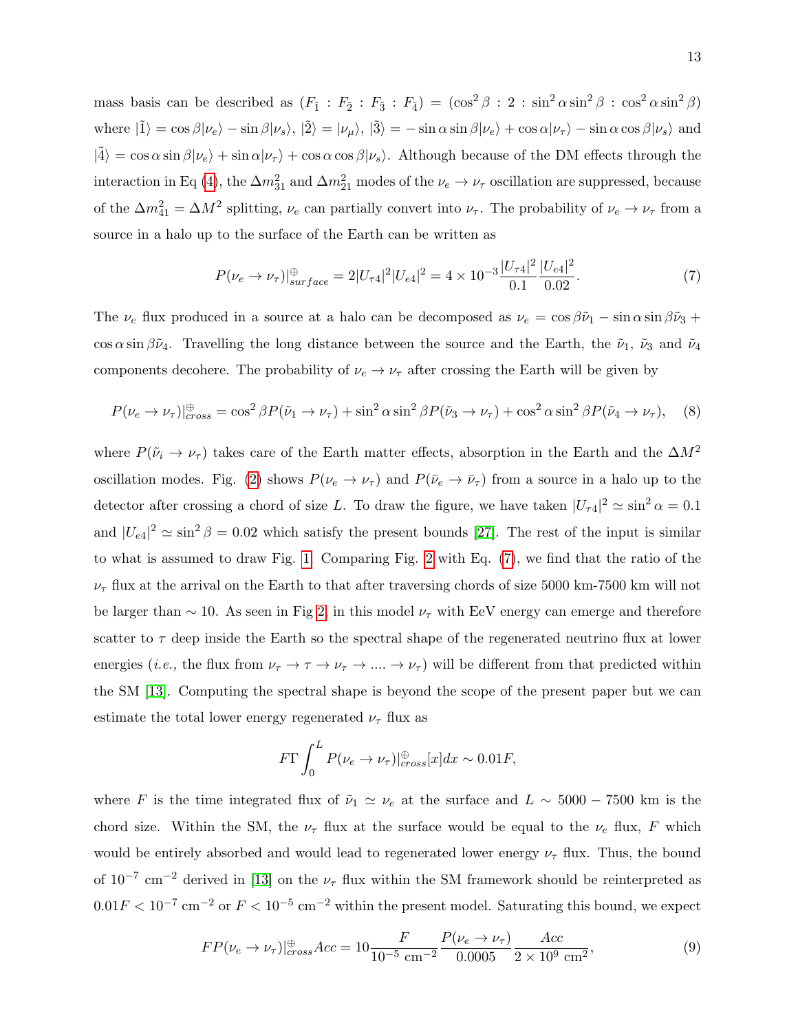mass basis can be described as $(F_{\tilde{1}} : F_{\tilde{2}} : F_{\tilde{3}} : F_{\tilde{4}}) = (\cos^2\beta : 2 : \sin^2\alpha\sin^2\beta : \cos^2\alpha\sin^2\beta)$ where $|\tilde{1}\rangle = \cos\beta|\nu_e\rangle - \sin\beta|\nu_s\rangle$, $|\tilde{2}\rangle = |\nu_\mu\rangle$, $|\tilde{3}\rangle = -\sin\alpha\sin\beta|\nu_e\rangle + \cos\alpha|\nu_\tau\rangle - \sin\alpha\cos\beta|\nu_s\rangle$ and $|\tilde{4}\rangle = \cos\alpha\sin\beta|\nu_e\rangle + \sin\alpha|\nu_\tau\rangle + \cos\alpha\cos\beta|\nu_s\rangle$. Although because of the DM effects through the interaction in Eq (4), the $\Delta m^2_{31}$ and $\Delta m^2_{21}$ modes of the $\nu_e \to \nu_\tau$ oscillation are suppressed, because of the $\Delta m^2_{41} = \Delta M^2$ splitting, $\nu_e$ can partially convert into $\nu_\tau$. The probability of $\nu_e \to \nu_\tau$ from a source in a halo up to the surface of the Earth can be written as

$$P(\nu_e \to \nu_\tau)|^{\oplus}_{surface} = 2|U_{\tau 4}|^2|U_{e4}|^2 = 4\times 10^{-3}\frac{|U_{\tau 4}|^2}{0.1}\frac{|U_{e4}|^2}{0.02}. \quad (7)$$

The $\nu_e$ flux produced in a source at a halo can be decomposed as $\nu_e = \cos\beta\tilde{\nu}_1 - \sin\alpha\sin\beta\tilde{\nu}_3 + \cos\alpha\sin\beta\tilde{\nu}_4$. Travelling the long distance between the source and the Earth, the $\tilde{\nu}_1$, $\tilde{\nu}_3$ and $\tilde{\nu}_4$ components decohere. The probability of $\nu_e \to \nu_\tau$ after crossing the Earth will be given by

$$P(\nu_e \to \nu_\tau)|^{\oplus}_{cross} = \cos^2\beta P(\tilde{\nu}_1 \to \nu_\tau) + \sin^2\alpha\sin^2\beta P(\tilde{\nu}_3 \to \nu_\tau) + \cos^2\alpha\sin^2\beta P(\tilde{\nu}_4 \to \nu_\tau), \quad (8)$$

where $P(\tilde{\nu}_i \to \nu_\tau)$ takes care of the Earth matter effects, absorption in the Earth and the $\Delta M^2$ oscillation modes. Fig. (2) shows $P(\nu_e \to \nu_\tau)$ and $P(\bar{\nu}_e \to \bar{\nu}_\tau)$ from a source in a halo up to the detector after crossing a chord of size $L$. To draw the figure, we have taken $|U_{\tau 4}|^2 \simeq \sin^2\alpha = 0.1$ and $|U_{e4}|^2 \simeq \sin^2\beta = 0.02$ which satisfy the present bounds [27]. The rest of the input is similar to what is assumed to draw Fig. 1. Comparing Fig. 2 with Eq. (7), we find that the ratio of the $\nu_\tau$ flux at the arrival on the Earth to that after traversing chords of size 5000 km-7500 km will not be larger than $\sim 10$. As seen in Fig 2, in this model $\nu_\tau$ with EeV energy can emerge and therefore scatter to $\tau$ deep inside the Earth so the spectral shape of the regenerated neutrino flux at lower energies (*i.e.,* the flux from $\nu_\tau \to \tau \to \nu_\tau \to .... \to \nu_\tau$) will be different from that predicted within the SM [13]. Computing the spectral shape is beyond the scope of the present paper but we can estimate the total lower energy regenerated $\nu_\tau$ flux as

$$F\Gamma\int_0^L P(\nu_e \to \nu_\tau)|^{\oplus}_{cross}[x]dx \sim 0.01F,$$

where $F$ is the time integrated flux of $\tilde{\nu}_1 \simeq \nu_e$ at the surface and $L \sim 5000-7500$ km is the chord size. Within the SM, the $\nu_\tau$ flux at the surface would be equal to the $\nu_e$ flux, $F$ which would be entirely absorbed and would lead to regenerated lower energy $\nu_\tau$ flux. Thus, the bound of $10^{-7}$ cm$^{-2}$ derived in [13] on the $\nu_\tau$ flux within the SM framework should be reinterpreted as $0.01F < 10^{-7}$ cm$^{-2}$ or $F < 10^{-5}$ cm$^{-2}$ within the present model. Saturating this bound, we expect

$$FP(\nu_e \to \nu_\tau)|^{\oplus}_{cross}Acc = 10\frac{F}{10^{-5}\text{ cm}^{-2}}\frac{P(\nu_e \to \nu_\tau)}{0.0005}\frac{Acc}{2\times 10^9\text{ cm}^2}, \quad (9)$$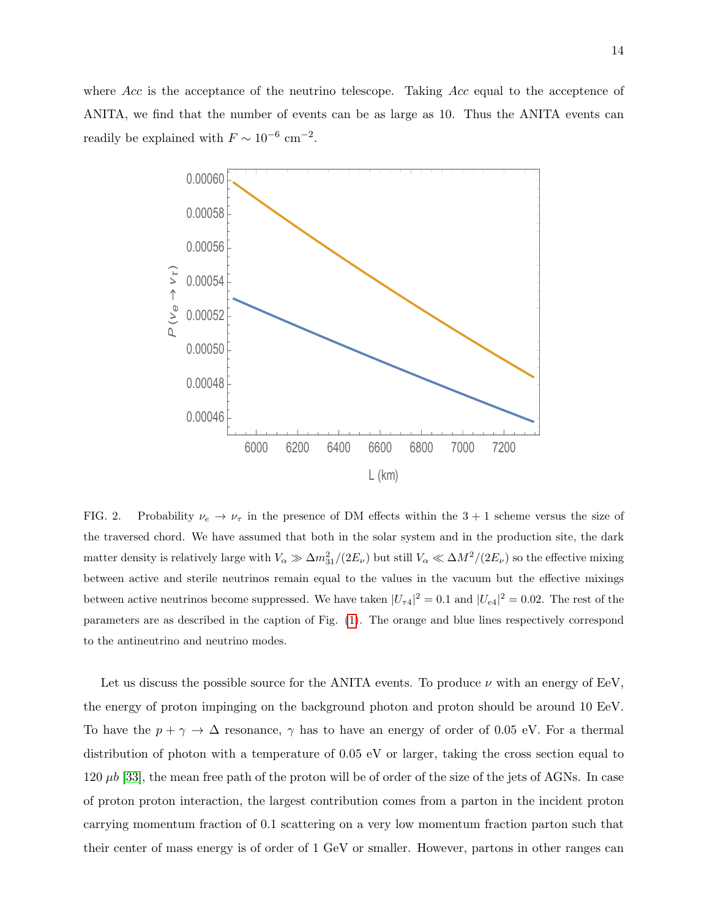where $Acc$ is the acceptance of the neutrino telescope. Taking $Acc$ equal to the acceptence of ANITA, we find that the number of events can be as large as 10. Thus the ANITA events can readily be explained with $F \sim 10^{-6}$ cm$^{-2}$.

FIG. 2. Probability $\nu_e \to \nu_\tau$ in the presence of DM effects within the $3+1$ scheme versus the size of the traversed chord. We have assumed that both in the solar system and in the production site, the dark matter density is relatively large with $V_\alpha \gg \Delta m_{31}^2/(2E_\nu)$ but still $V_\alpha \ll \Delta M^2/(2E_\nu)$ so the effective mixing between active and sterile neutrinos remain equal to the values in the vacuum but the effective mixings between active neutrinos become suppressed. We have taken $|U_{\tau 4}|^2 = 0.1$ and $|U_{e4}|^2 = 0.02$. The rest of the parameters are as described in the caption of Fig. (1). The orange and blue lines respectively correspond to the antineutrino and neutrino modes.

Let us discuss the possible source for the ANITA events. To produce $\nu$ with an energy of EeV, the energy of proton impinging on the background photon and proton should be around 10 EeV. To have the $p + \gamma \to \Delta$ resonance, $\gamma$ has to have an energy of order of 0.05 eV. For a thermal distribution of photon with a temperature of 0.05 eV or larger, taking the cross section equal to 120 $\mu b$ [33], the mean free path of the proton will be of order of the size of the jets of AGNs. In case of proton proton interaction, the largest contribution comes from a parton in the incident proton carrying momentum fraction of 0.1 scattering on a very low momentum fraction parton such that their center of mass energy is of order of 1 GeV or smaller. However, partons in other ranges can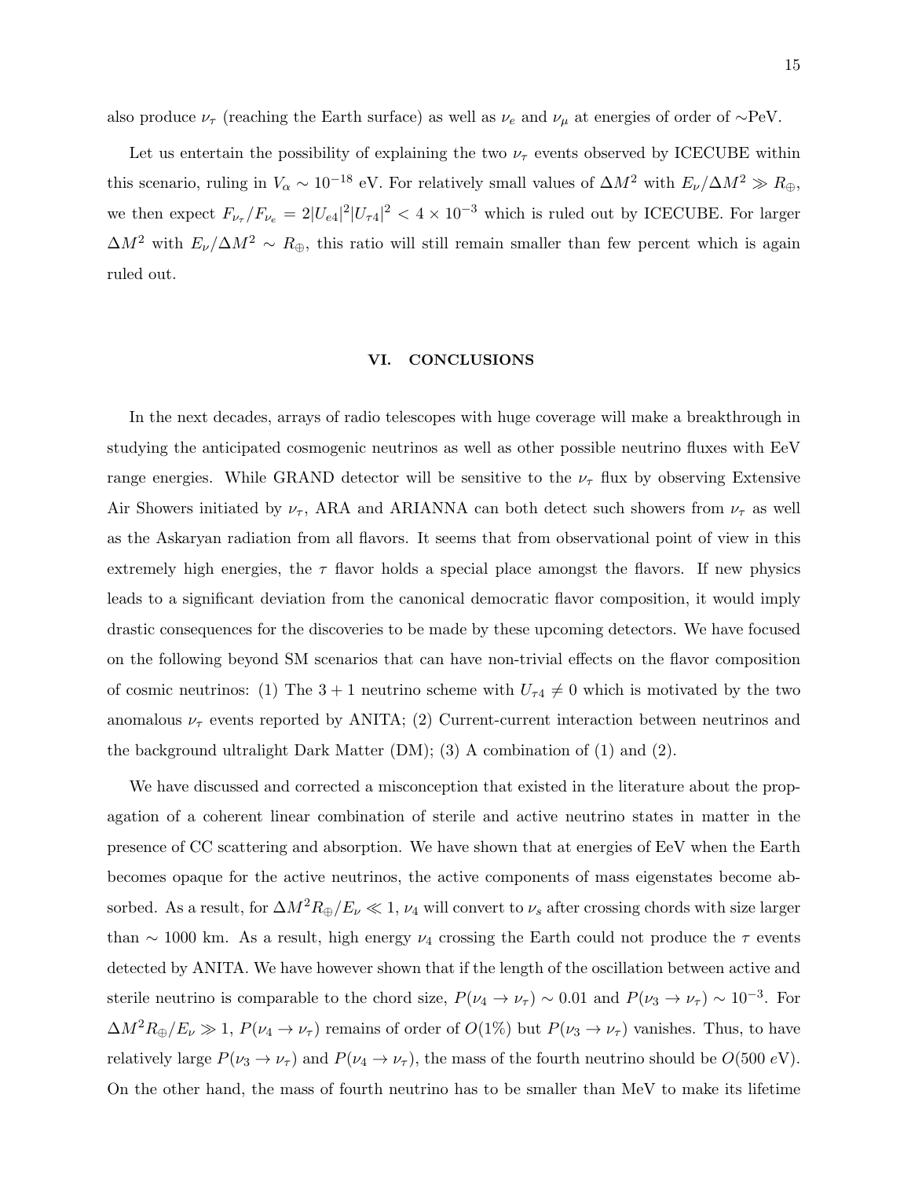also produce $\nu_\tau$ (reaching the Earth surface) as well as $\nu_e$ and $\nu_\mu$ at energies of order of $\sim$PeV.

Let us entertain the possibility of explaining the two $\nu_\tau$ events observed by ICECUBE within this scenario, ruling in $V_\alpha \sim 10^{-18}$ eV. For relatively small values of $\Delta M^2$ with $E_\nu/\Delta M^2 \gg R_\oplus$, we then expect $F_{\nu_\tau}/F_{\nu_e} = 2|U_{e4}|^2|U_{\tau 4}|^2 < 4 \times 10^{-3}$ which is ruled out by ICECUBE. For larger $\Delta M^2$ with $E_\nu/\Delta M^2 \sim R_\oplus$, this ratio will still remain smaller than few percent which is again ruled out.

## VI. CONCLUSIONS

In the next decades, arrays of radio telescopes with huge coverage will make a breakthrough in studying the anticipated cosmogenic neutrinos as well as other possible neutrino fluxes with EeV range energies. While GRAND detector will be sensitive to the $\nu_\tau$ flux by observing Extensive Air Showers initiated by $\nu_\tau$, ARA and ARIANNA can both detect such showers from $\nu_\tau$ as well as the Askaryan radiation from all flavors. It seems that from observational point of view in this extremely high energies, the $\tau$ flavor holds a special place amongst the flavors. If new physics leads to a significant deviation from the canonical democratic flavor composition, it would imply drastic consequences for the discoveries to be made by these upcoming detectors. We have focused on the following beyond SM scenarios that can have non-trivial effects on the flavor composition of cosmic neutrinos: (1) The $3 + 1$ neutrino scheme with $U_{\tau 4} \neq 0$ which is motivated by the two anomalous $\nu_\tau$ events reported by ANITA; (2) Current-current interaction between neutrinos and the background ultralight Dark Matter (DM); (3) A combination of (1) and (2).

We have discussed and corrected a misconception that existed in the literature about the propagation of a coherent linear combination of sterile and active neutrino states in matter in the presence of CC scattering and absorption. We have shown that at energies of EeV when the Earth becomes opaque for the active neutrinos, the active components of mass eigenstates become absorbed. As a result, for $\Delta M^2 R_\oplus/E_\nu \ll 1$, $\nu_4$ will convert to $\nu_s$ after crossing chords with size larger than $\sim 1000$ km. As a result, high energy $\nu_4$ crossing the Earth could not produce the $\tau$ events detected by ANITA. We have however shown that if the length of the oscillation between active and sterile neutrino is comparable to the chord size, $P(\nu_4 \to \nu_\tau) \sim 0.01$ and $P(\nu_3 \to \nu_\tau) \sim 10^{-3}$. For $\Delta M^2 R_\oplus/E_\nu \gg 1$, $P(\nu_4 \to \nu_\tau)$ remains of order of $O(1\%)$ but $P(\nu_3 \to \nu_\tau)$ vanishes. Thus, to have relatively large $P(\nu_3 \to \nu_\tau)$ and $P(\nu_4 \to \nu_\tau)$, the mass of the fourth neutrino should be $O(500~eV)$. On the other hand, the mass of fourth neutrino has to be smaller than MeV to make its lifetime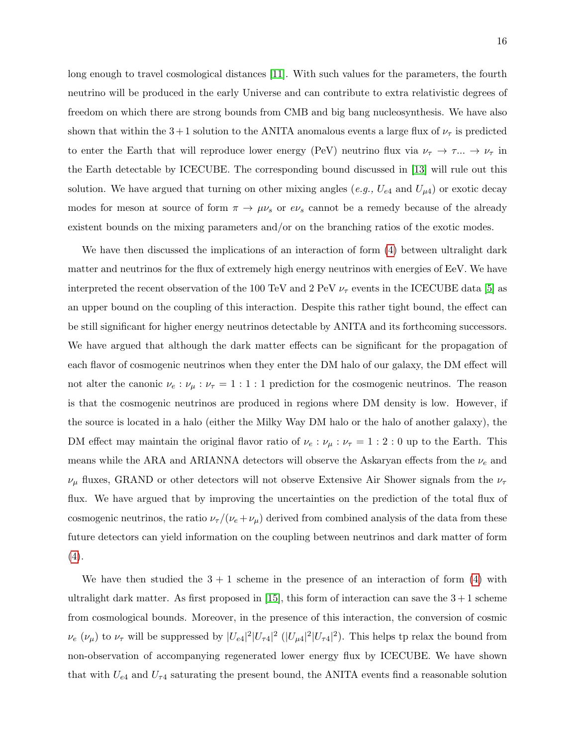long enough to travel cosmological distances [11]. With such values for the parameters, the fourth neutrino will be produced in the early Universe and can contribute to extra relativistic degrees of freedom on which there are strong bounds from CMB and big bang nucleosynthesis. We have also shown that within the $3+1$ solution to the ANITA anomalous events a large flux of $\nu_\tau$ is predicted to enter the Earth that will reproduce lower energy (PeV) neutrino flux via $\nu_\tau \to \tau ... \to \nu_\tau$ in the Earth detectable by ICECUBE. The corresponding bound discussed in [13] will rule out this solution. We have argued that turning on other mixing angles (*e.g.,* $U_{e4}$ and $U_{\mu 4}$) or exotic decay modes for meson at source of form $\pi \to \mu \nu_s$ or $e \nu_s$ cannot be a remedy because of the already existent bounds on the mixing parameters and/or on the branching ratios of the exotic modes.

We have then discussed the implications of an interaction of form (4) between ultralight dark matter and neutrinos for the flux of extremely high energy neutrinos with energies of EeV. We have interpreted the recent observation of the 100 TeV and 2 PeV $\nu_\tau$ events in the ICECUBE data [5] as an upper bound on the coupling of this interaction. Despite this rather tight bound, the effect can be still significant for higher energy neutrinos detectable by ANITA and its forthcoming successors. We have argued that although the dark matter effects can be significant for the propagation of each flavor of cosmogenic neutrinos when they enter the DM halo of our galaxy, the DM effect will not alter the canonic $\nu_e : \nu_\mu : \nu_\tau = 1:1:1$ prediction for the cosmogenic neutrinos. The reason is that the cosmogenic neutrinos are produced in regions where DM density is low. However, if the source is located in a halo (either the Milky Way DM halo or the halo of another galaxy), the DM effect may maintain the original flavor ratio of $\nu_e : \nu_\mu : \nu_\tau = 1:2:0$ up to the Earth. This means while the ARA and ARIANNA detectors will observe the Askaryan effects from the $\nu_e$ and $\nu_\mu$ fluxes, GRAND or other detectors will not observe Extensive Air Shower signals from the $\nu_\tau$ flux. We have argued that by improving the uncertainties on the prediction of the total flux of cosmogenic neutrinos, the ratio $\nu_\tau/(\nu_e+\nu_\mu)$ derived from combined analysis of the data from these future detectors can yield information on the coupling between neutrinos and dark matter of form (4).

We have then studied the $3+1$ scheme in the presence of an interaction of form (4) with ultralight dark matter. As first proposed in [15], this form of interaction can save the $3+1$ scheme from cosmological bounds. Moreover, in the presence of this interaction, the conversion of cosmic $\nu_e$ ($\nu_\mu$) to $\nu_\tau$ will be suppressed by $|U_{e4}|^2|U_{\tau 4}|^2$ ($|U_{\mu 4}|^2|U_{\tau 4}|^2$). This helps tp relax the bound from non-observation of accompanying regenerated lower energy flux by ICECUBE. We have shown that with $U_{e4}$ and $U_{\tau 4}$ saturating the present bound, the ANITA events find a reasonable solution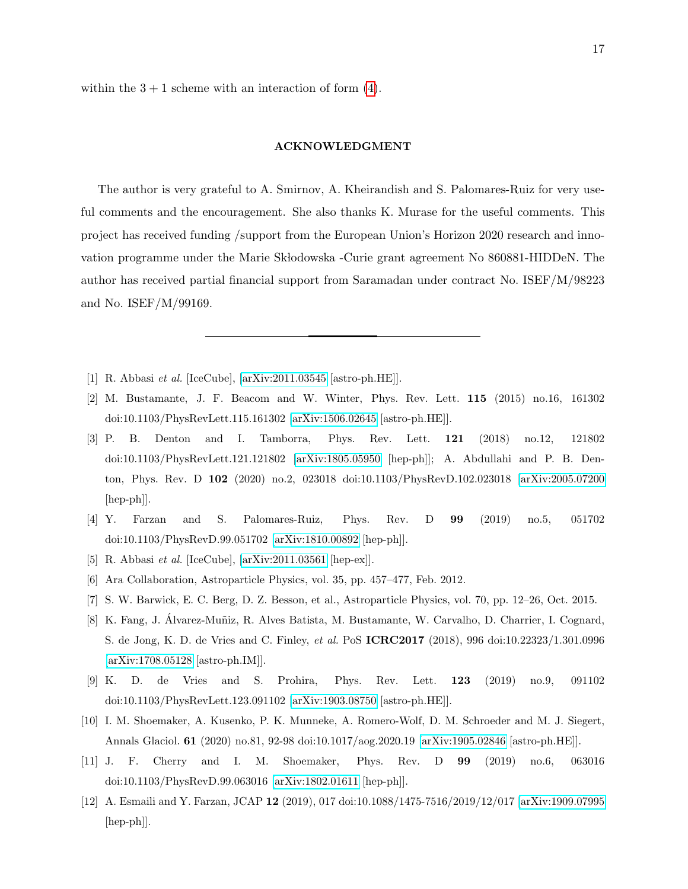within the $3+1$ scheme with an interaction of form (4).

## ACKNOWLEDGMENT

The author is very grateful to A. Smirnov, A. Kheirandish and S. Palomares-Ruiz for very useful comments and the encouragement. She also thanks K. Murase for the useful comments. This project has received funding /support from the European Union's Horizon 2020 research and innovation programme under the Marie Skłodowska -Curie grant agreement No 860881-HIDDeN. The author has received partial financial support from Saramadan under contract No. ISEF/M/98223 and No. ISEF/M/99169.

---

[1] R. Abbasi *et al.* [IceCube], [arXiv:2011.03545 [astro-ph.HE]].

[2] M. Bustamante, J. F. Beacom and W. Winter, Phys. Rev. Lett. **115** (2015) no.16, 161302 doi:10.1103/PhysRevLett.115.161302 [arXiv:1506.02645 [astro-ph.HE]].

[3] P. B. Denton and I. Tamborra, Phys. Rev. Lett. **121** (2018) no.12, 121802 doi:10.1103/PhysRevLett.121.121802 [arXiv:1805.05950 [hep-ph]]; A. Abdullahi and P. B. Denton, Phys. Rev. D **102** (2020) no.2, 023018 doi:10.1103/PhysRevD.102.023018 [arXiv:2005.07200 [hep-ph]].

[4] Y. Farzan and S. Palomares-Ruiz, Phys. Rev. D **99** (2019) no.5, 051702 doi:10.1103/PhysRevD.99.051702 [arXiv:1810.00892 [hep-ph]].

[5] R. Abbasi *et al.* [IceCube], [arXiv:2011.03561 [hep-ex]].

[6] Ara Collaboration, Astroparticle Physics, vol. 35, pp. 457–477, Feb. 2012.

[7] S. W. Barwick, E. C. Berg, D. Z. Besson, et al., Astroparticle Physics, vol. 70, pp. 12–26, Oct. 2015.

[8] K. Fang, J. Álvarez-Muñiz, R. Alves Batista, M. Bustamante, W. Carvalho, D. Charrier, I. Cognard, S. de Jong, K. D. de Vries and C. Finley, *et al.* PoS **ICRC2017** (2018), 996 doi:10.22323/1.301.0996 [arXiv:1708.05128 [astro-ph.IM]].

[9] K. D. de Vries and S. Prohira, Phys. Rev. Lett. **123** (2019) no.9, 091102 doi:10.1103/PhysRevLett.123.091102 [arXiv:1903.08750 [astro-ph.HE]].

[10] I. M. Shoemaker, A. Kusenko, P. K. Munneke, A. Romero-Wolf, D. M. Schroeder and M. J. Siegert, Annals Glaciol. **61** (2020) no.81, 92-98 doi:10.1017/aog.2020.19 [arXiv:1905.02846 [astro-ph.HE]].

[11] J. F. Cherry and I. M. Shoemaker, Phys. Rev. D **99** (2019) no.6, 063016 doi:10.1103/PhysRevD.99.063016 [arXiv:1802.01611 [hep-ph]].

[12] A. Esmaili and Y. Farzan, JCAP **12** (2019), 017 doi:10.1088/1475-7516/2019/12/017 [arXiv:1909.07995 [hep-ph]].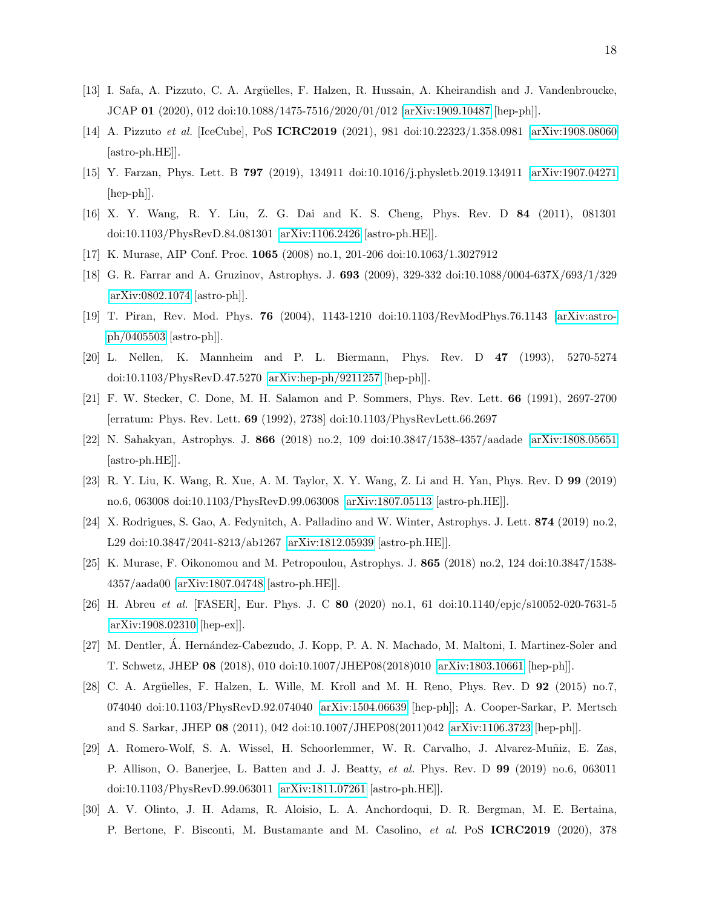[13] I. Safa, A. Pizzuto, C. A. Argüelles, F. Halzen, R. Hussain, A. Kheirandish and J. Vandenbroucke, JCAP **01** (2020), 012 doi:10.1088/1475-7516/2020/01/012 [arXiv:1909.10487 [hep-ph]].

[14] A. Pizzuto *et al.* [IceCube], PoS **ICRC2019** (2021), 981 doi:10.22323/1.358.0981 [arXiv:1908.08060 [astro-ph.HE]].

[15] Y. Farzan, Phys. Lett. B **797** (2019), 134911 doi:10.1016/j.physletb.2019.134911 [arXiv:1907.04271 [hep-ph]].

[16] X. Y. Wang, R. Y. Liu, Z. G. Dai and K. S. Cheng, Phys. Rev. D **84** (2011), 081301 doi:10.1103/PhysRevD.84.081301 [arXiv:1106.2426 [astro-ph.HE]].

[17] K. Murase, AIP Conf. Proc. **1065** (2008) no.1, 201-206 doi:10.1063/1.3027912

[18] G. R. Farrar and A. Gruzinov, Astrophys. J. **693** (2009), 329-332 doi:10.1088/0004-637X/693/1/329 [arXiv:0802.1074 [astro-ph]].

[19] T. Piran, Rev. Mod. Phys. **76** (2004), 1143-1210 doi:10.1103/RevModPhys.76.1143 [arXiv:astro-ph/0405503 [astro-ph]].

[20] L. Nellen, K. Mannheim and P. L. Biermann, Phys. Rev. D **47** (1993), 5270-5274 doi:10.1103/PhysRevD.47.5270 [arXiv:hep-ph/9211257 [hep-ph]].

[21] F. W. Stecker, C. Done, M. H. Salamon and P. Sommers, Phys. Rev. Lett. **66** (1991), 2697-2700 [erratum: Phys. Rev. Lett. **69** (1992), 2738] doi:10.1103/PhysRevLett.66.2697

[22] N. Sahakyan, Astrophys. J. **866** (2018) no.2, 109 doi:10.3847/1538-4357/aadade [arXiv:1808.05651 [astro-ph.HE]].

[23] R. Y. Liu, K. Wang, R. Xue, A. M. Taylor, X. Y. Wang, Z. Li and H. Yan, Phys. Rev. D **99** (2019) no.6, 063008 doi:10.1103/PhysRevD.99.063008 [arXiv:1807.05113 [astro-ph.HE]].

[24] X. Rodrigues, S. Gao, A. Fedynitch, A. Palladino and W. Winter, Astrophys. J. Lett. **874** (2019) no.2, L29 doi:10.3847/2041-8213/ab1267 [arXiv:1812.05939 [astro-ph.HE]].

[25] K. Murase, F. Oikonomou and M. Petropoulou, Astrophys. J. **865** (2018) no.2, 124 doi:10.3847/1538-4357/aada00 [arXiv:1807.04748 [astro-ph.HE]].

[26] H. Abreu *et al.* [FASER], Eur. Phys. J. C **80** (2020) no.1, 61 doi:10.1140/epjc/s10052-020-7631-5 [arXiv:1908.02310 [hep-ex]].

[27] M. Dentler, Á. Hernández-Cabezudo, J. Kopp, P. A. N. Machado, M. Maltoni, I. Martinez-Soler and T. Schwetz, JHEP **08** (2018), 010 doi:10.1007/JHEP08(2018)010 [arXiv:1803.10661 [hep-ph]].

[28] C. A. Argüelles, F. Halzen, L. Wille, M. Kroll and M. H. Reno, Phys. Rev. D **92** (2015) no.7, 074040 doi:10.1103/PhysRevD.92.074040 [arXiv:1504.06639 [hep-ph]]; A. Cooper-Sarkar, P. Mertsch and S. Sarkar, JHEP **08** (2011), 042 doi:10.1007/JHEP08(2011)042 [arXiv:1106.3723 [hep-ph]].

[29] A. Romero-Wolf, S. A. Wissel, H. Schoorlemmer, W. R. Carvalho, J. Alvarez-Muñiz, E. Zas, P. Allison, O. Banerjee, L. Batten and J. J. Beatty, *et al.* Phys. Rev. D **99** (2019) no.6, 063011 doi:10.1103/PhysRevD.99.063011 [arXiv:1811.07261 [astro-ph.HE]].

[30] A. V. Olinto, J. H. Adams, R. Aloisio, L. A. Anchordoqui, D. R. Bergman, M. E. Bertaina, P. Bertone, F. Bisconti, M. Bustamante and M. Casolino, *et al.* PoS **ICRC2019** (2020), 378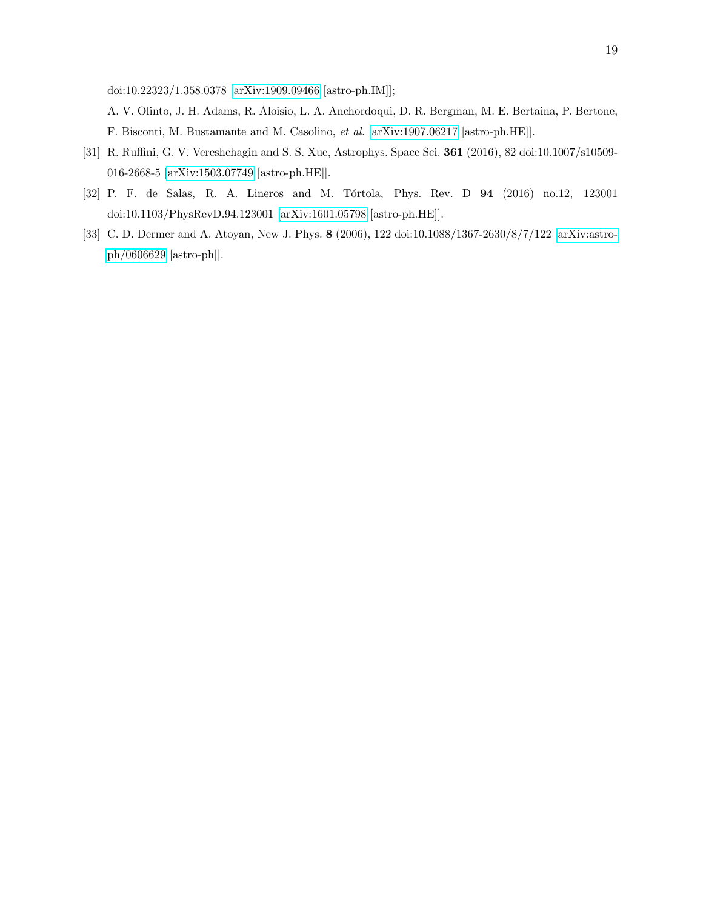doi:10.22323/1.358.0378 [arXiv:1909.09466 [astro-ph.IM]];

A. V. Olinto, J. H. Adams, R. Aloisio, L. A. Anchordoqui, D. R. Bergman, M. E. Bertaina, P. Bertone, F. Bisconti, M. Bustamante and M. Casolino, *et al.* [arXiv:1907.06217 [astro-ph.HE]].

[31] R. Ruffini, G. V. Vereshchagin and S. S. Xue, Astrophys. Space Sci. **361** (2016), 82 doi:10.1007/s10509-016-2668-5 [arXiv:1503.07749 [astro-ph.HE]].

[32] P. F. de Salas, R. A. Lineros and M. Tórtola, Phys. Rev. D **94** (2016) no.12, 123001 doi:10.1103/PhysRevD.94.123001 [arXiv:1601.05798 [astro-ph.HE]].

[33] C. D. Dermer and A. Atoyan, New J. Phys. **8** (2006), 122 doi:10.1088/1367-2630/8/7/122 [arXiv:astro-ph/0606629 [astro-ph]].